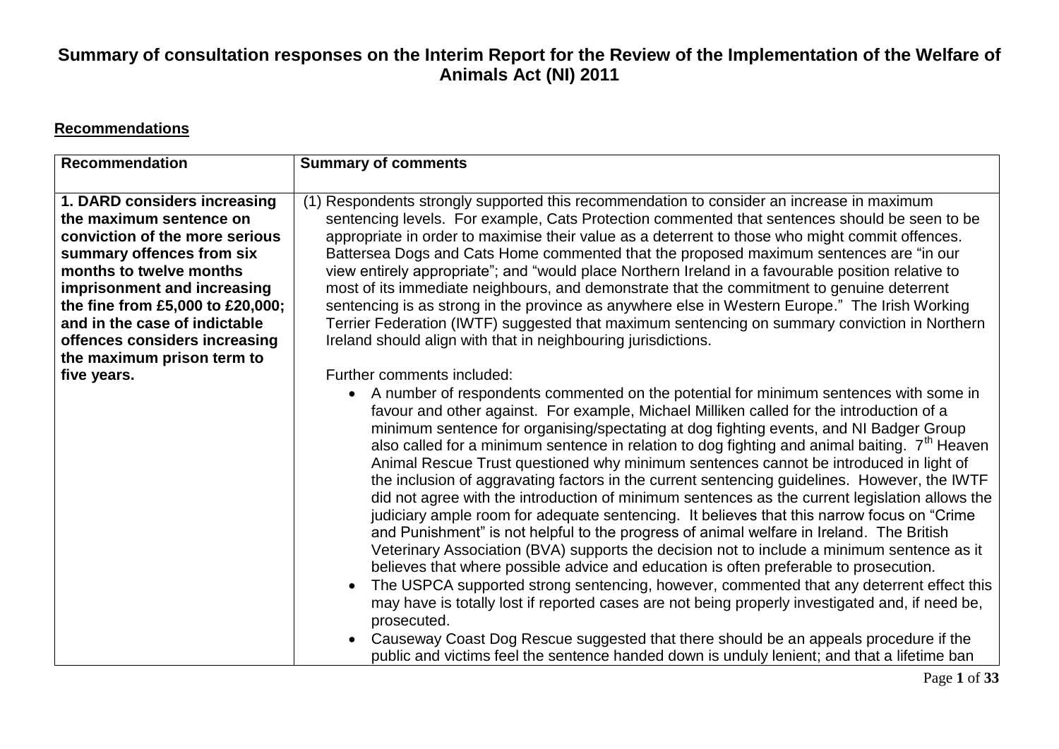# Summary of consultation responses on the Interim Report for the Review of the Implementation of the Welfare of Animals Act (NI) 2011

## Recommendations

| Recommendation | Summary of comments |
|---|---|
| **1. DARD considers increasing the maximum sentence on conviction of the more serious summary offences from six months to twelve months imprisonment and increasing the fine from £5,000 to £20,000; and in the case of indictable offences considers increasing the maximum prison term to five years.** | (1) Respondents strongly supported this recommendation to consider an increase in maximum sentencing levels. For example, Cats Protection commented that sentences should be seen to be appropriate in order to maximise their value as a deterrent to those who might commit offences. Battersea Dogs and Cats Home commented that the proposed maximum sentences are "in our view entirely appropriate"; and "would place Northern Ireland in a favourable position relative to most of its immediate neighbours, and demonstrate that the commitment to genuine deterrent sentencing is as strong in the province as anywhere else in Western Europe." The Irish Working Terrier Federation (IWTF) suggested that maximum sentencing on summary conviction in Northern Ireland should align with that in neighbouring jurisdictions.<br><br>Further comments included:<br>• A number of respondents commented on the potential for minimum sentences with some in favour and other against. For example, Michael Milliken called for the introduction of a minimum sentence for organising/spectating at dog fighting events, and NI Badger Group also called for a minimum sentence in relation to dog fighting and animal baiting. 7th Heaven Animal Rescue Trust questioned why minimum sentences cannot be introduced in light of the inclusion of aggravating factors in the current sentencing guidelines. However, the IWTF did not agree with the introduction of minimum sentences as the current legislation allows the judiciary ample room for adequate sentencing. It believes that this narrow focus on "Crime and Punishment" is not helpful to the progress of animal welfare in Ireland. The British Veterinary Association (BVA) supports the decision not to include a minimum sentence as it believes that where possible advice and education is often preferable to prosecution.<br>• The USPCA supported strong sentencing, however, commented that any deterrent effect this may have is totally lost if reported cases are not being properly investigated and, if need be, prosecuted.<br>• Causeway Coast Dog Rescue suggested that there should be an appeals procedure if the public and victims feel the sentence handed down is unduly lenient; and that a lifetime ban |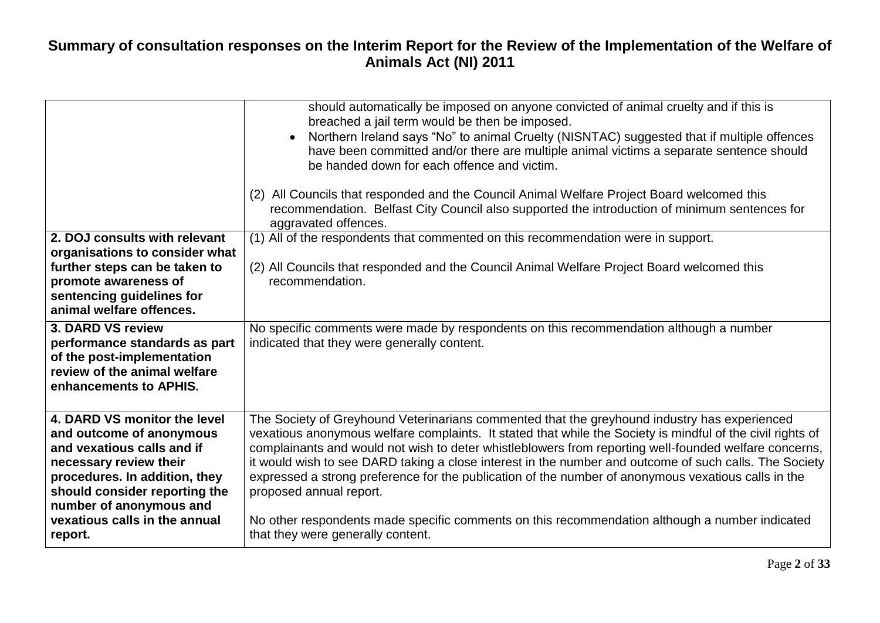# Summary of consultation responses on the Interim Report for the Review of the Implementation of the Welfare of Animals Act (NI) 2011

| | |
|---|---|
| | should automatically be imposed on anyone convicted of animal cruelty and if this is breached a jail term would be then be imposed.<br>• Northern Ireland says "No" to animal Cruelty (NISNTAC) suggested that if multiple offences have been committed and/or there are multiple animal victims a separate sentence should be handed down for each offence and victim.<br><br>(2) All Councils that responded and the Council Animal Welfare Project Board welcomed this recommendation. Belfast City Council also supported the introduction of minimum sentences for aggravated offences. |
| **2. DOJ consults with relevant organisations to consider what further steps can be taken to promote awareness of sentencing guidelines for animal welfare offences.** | (1) All of the respondents that commented on this recommendation were in support.<br><br>(2) All Councils that responded and the Council Animal Welfare Project Board welcomed this recommendation. |
| **3. DARD VS review performance standards as part of the post-implementation review of the animal welfare enhancements to APHIS.** | No specific comments were made by respondents on this recommendation although a number indicated that they were generally content. |
| **4. DARD VS monitor the level and outcome of anonymous and vexatious calls and if necessary review their procedures. In addition, they should consider reporting the number of anonymous and vexatious calls in the annual report.** | The Society of Greyhound Veterinarians commented that the greyhound industry has experienced vexatious anonymous welfare complaints. It stated that while the Society is mindful of the civil rights of complainants and would not wish to deter whistleblowers from reporting well-founded welfare concerns, it would wish to see DARD taking a close interest in the number and outcome of such calls. The Society expressed a strong preference for the publication of the number of anonymous vexatious calls in the proposed annual report.<br><br>No other respondents made specific comments on this recommendation although a number indicated that they were generally content. |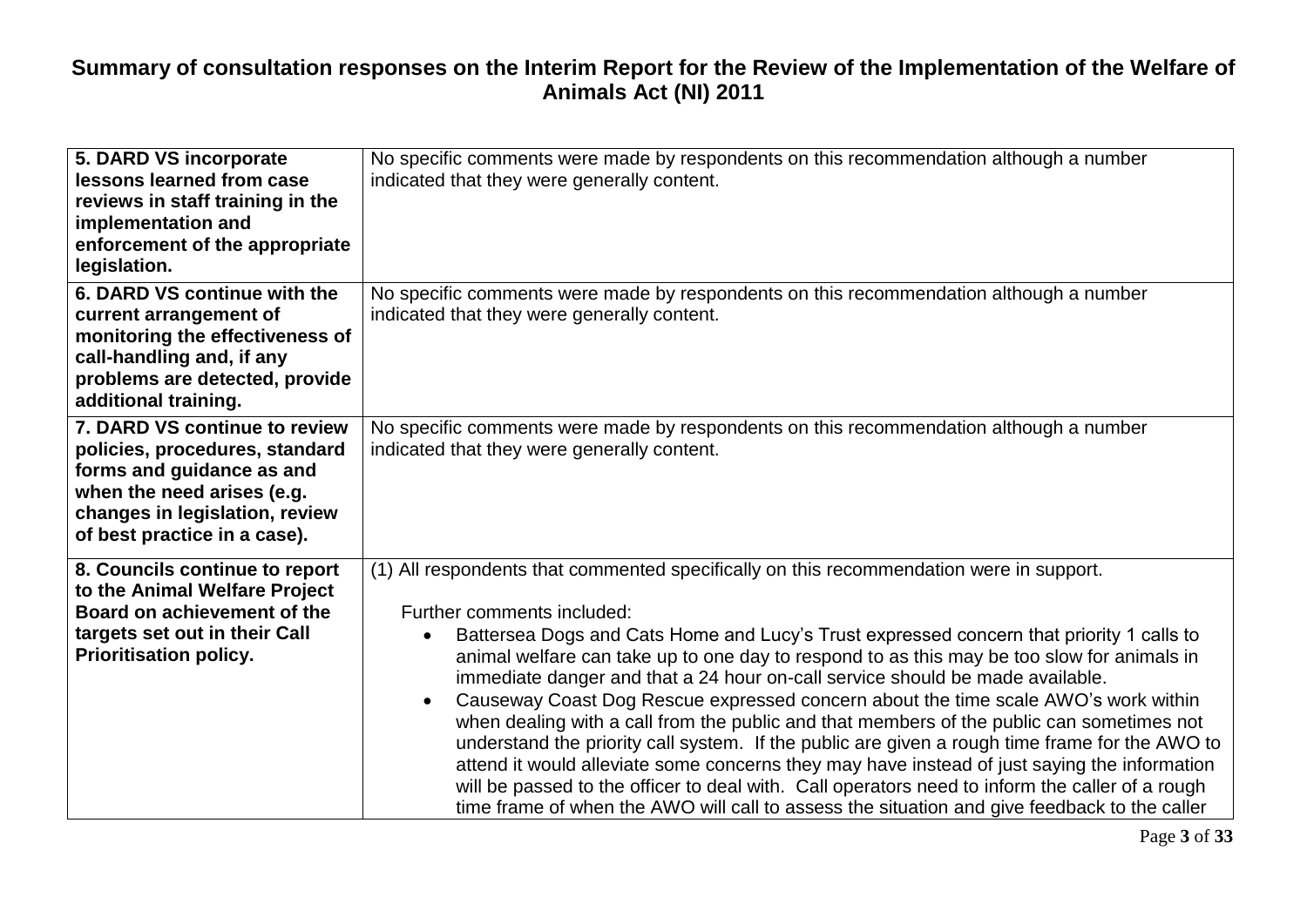# Summary of consultation responses on the Interim Report for the Review of the Implementation of the Welfare of Animals Act (NI) 2011

| | |
|---|---|
| **5. DARD VS incorporate lessons learned from case reviews in staff training in the implementation and enforcement of the appropriate legislation.** | No specific comments were made by respondents on this recommendation although a number indicated that they were generally content. |
| **6. DARD VS continue with the current arrangement of monitoring the effectiveness of call-handling and, if any problems are detected, provide additional training.** | No specific comments were made by respondents on this recommendation although a number indicated that they were generally content. |
| **7. DARD VS continue to review policies, procedures, standard forms and guidance as and when the need arises (e.g. changes in legislation, review of best practice in a case).** | No specific comments were made by respondents on this recommendation although a number indicated that they were generally content. |
| **8. Councils continue to report to the Animal Welfare Project Board on achievement of the targets set out in their Call Prioritisation policy.** | (1) All respondents that commented specifically on this recommendation were in support.<br><br>Further comments included:<br>• Battersea Dogs and Cats Home and Lucy's Trust expressed concern that priority 1 calls to animal welfare can take up to one day to respond to as this may be too slow for animals in immediate danger and that a 24 hour on-call service should be made available.<br>• Causeway Coast Dog Rescue expressed concern about the time scale AWO's work within when dealing with a call from the public and that members of the public can sometimes not understand the priority call system. If the public are given a rough time frame for the AWO to attend it would alleviate some concerns they may have instead of just saying the information will be passed to the officer to deal with. Call operators need to inform the caller of a rough time frame of when the AWO will call to assess the situation and give feedback to the caller |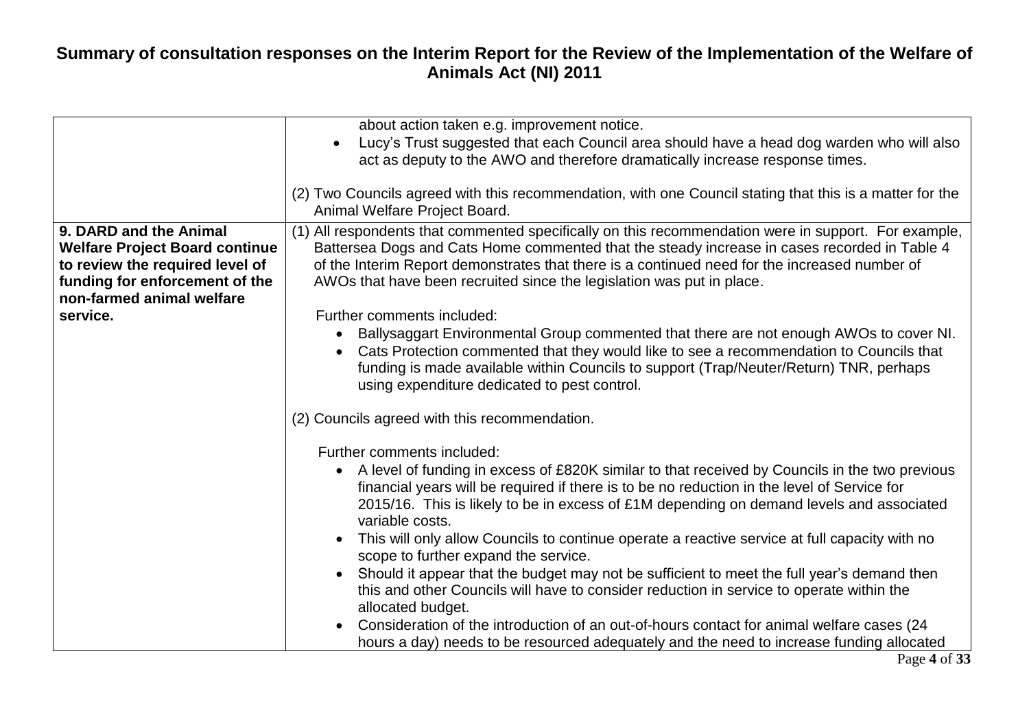# Summary of consultation responses on the Interim Report for the Review of the Implementation of the Welfare of Animals Act (NI) 2011

| | |
|---|---|
| | about action taken e.g. improvement notice.<br>• Lucy's Trust suggested that each Council area should have a head dog warden who will also act as deputy to the AWO and therefore dramatically increase response times.<br><br>(2) Two Councils agreed with this recommendation, with one Council stating that this is a matter for the Animal Welfare Project Board. |
| **9. DARD and the Animal Welfare Project Board continue to review the required level of funding for enforcement of the non-farmed animal welfare service.** | (1) All respondents that commented specifically on this recommendation were in support. For example, Battersea Dogs and Cats Home commented that the steady increase in cases recorded in Table 4 of the Interim Report demonstrates that there is a continued need for the increased number of AWOs that have been recruited since the legislation was put in place.<br><br>Further comments included:<br>• Ballysaggart Environmental Group commented that there are not enough AWOs to cover NI.<br>• Cats Protection commented that they would like to see a recommendation to Councils that funding is made available within Councils to support (Trap/Neuter/Return) TNR, perhaps using expenditure dedicated to pest control.<br><br>(2) Councils agreed with this recommendation.<br><br>Further comments included:<br>• A level of funding in excess of £820K similar to that received by Councils in the two previous financial years will be required if there is to be no reduction in the level of Service for 2015/16. This is likely to be in excess of £1M depending on demand levels and associated variable costs.<br>• This will only allow Councils to continue operate a reactive service at full capacity with no scope to further expand the service.<br>• Should it appear that the budget may not be sufficient to meet the full year's demand then this and other Councils will have to consider reduction in service to operate within the allocated budget.<br>• Consideration of the introduction of an out-of-hours contact for animal welfare cases (24 hours a day) needs to be resourced adequately and the need to increase funding allocated |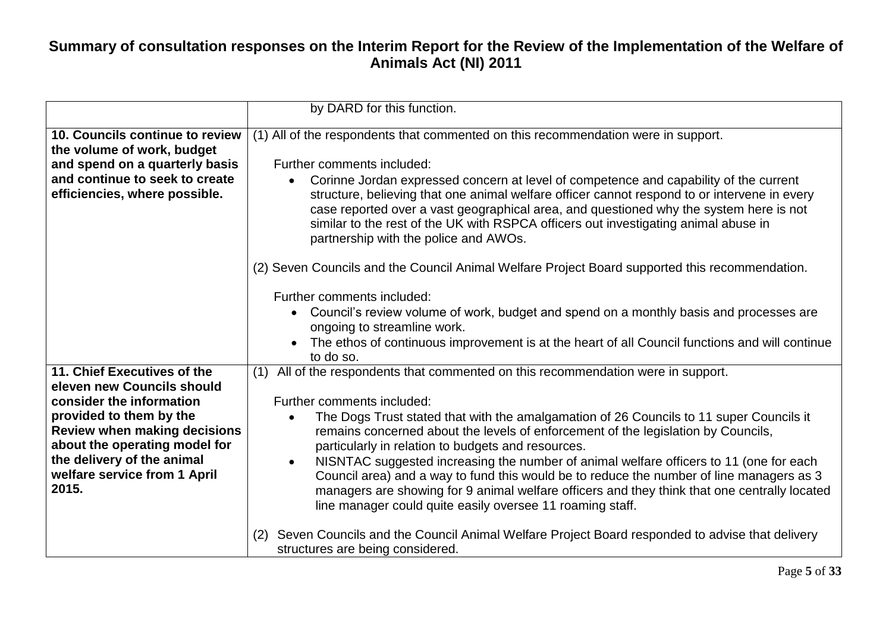# Summary of consultation responses on the Interim Report for the Review of the Implementation of the Welfare of Animals Act (NI) 2011

| | |
|---|---|
| | by DARD for this function. |
| **10. Councils continue to review the volume of work, budget and spend on a quarterly basis and continue to seek to create efficiencies, where possible.** | (1) All of the respondents that commented on this recommendation were in support.<br><br>Further comments included:<br>• Corinne Jordan expressed concern at level of competence and capability of the current structure, believing that one animal welfare officer cannot respond to or intervene in every case reported over a vast geographical area, and questioned why the system here is not similar to the rest of the UK with RSPCA officers out investigating animal abuse in partnership with the police and AWOs.<br><br>(2) Seven Councils and the Council Animal Welfare Project Board supported this recommendation.<br><br>Further comments included:<br>• Council's review volume of work, budget and spend on a monthly basis and processes are ongoing to streamline work.<br>• The ethos of continuous improvement is at the heart of all Council functions and will continue to do so. |
| **11. Chief Executives of the eleven new Councils should consider the information provided to them by the Review when making decisions about the operating model for the delivery of the animal welfare service from 1 April 2015.** | (1) All of the respondents that commented on this recommendation were in support.<br><br>Further comments included:<br>• The Dogs Trust stated that with the amalgamation of 26 Councils to 11 super Councils it remains concerned about the levels of enforcement of the legislation by Councils, particularly in relation to budgets and resources.<br>• NISNTAC suggested increasing the number of animal welfare officers to 11 (one for each Council area) and a way to fund this would be to reduce the number of line managers as 3 managers are showing for 9 animal welfare officers and they think that one centrally located line manager could quite easily oversee 11 roaming staff.<br><br>(2) Seven Councils and the Council Animal Welfare Project Board responded to advise that delivery structures are being considered. |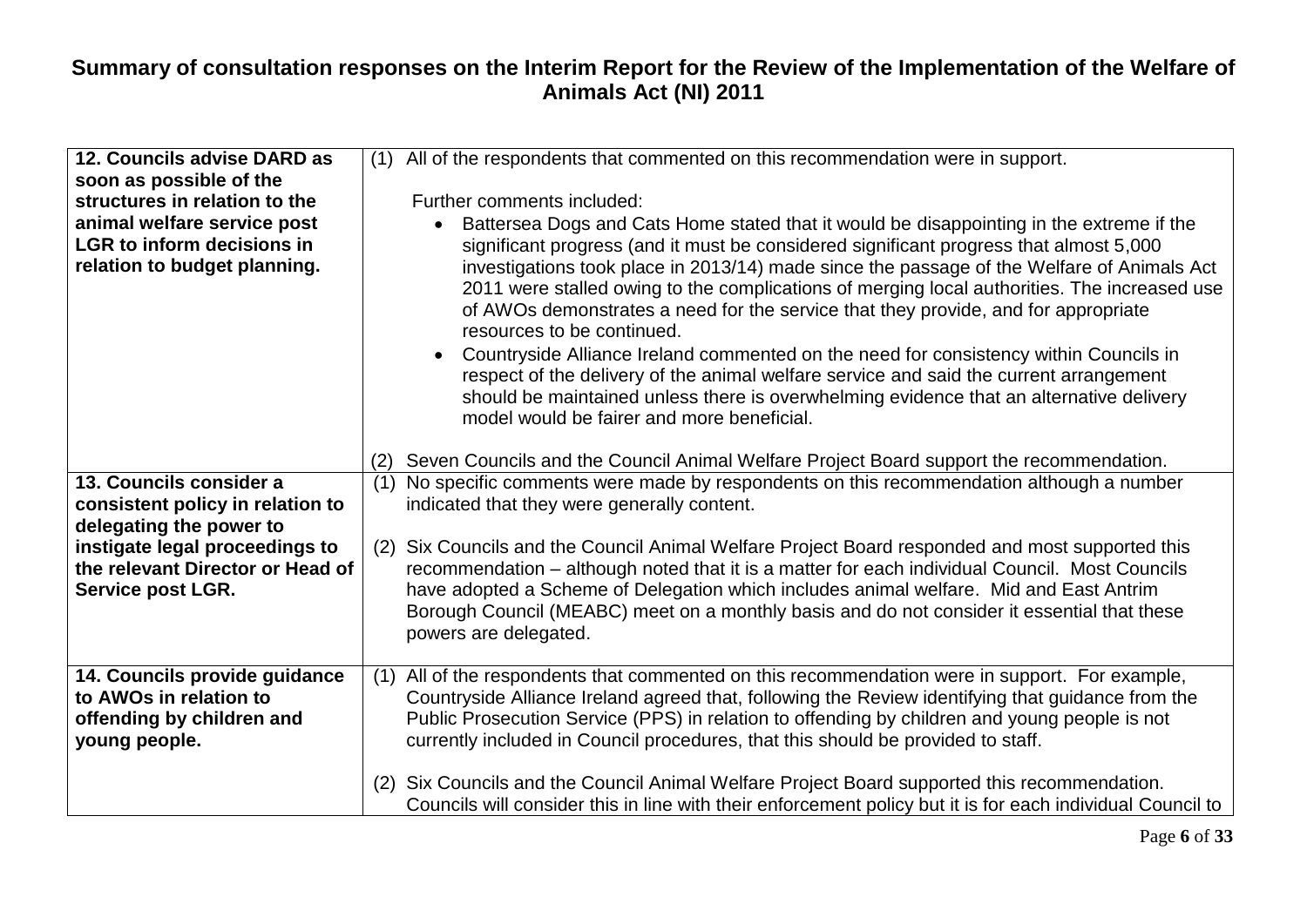# Summary of consultation responses on the Interim Report for the Review of the Implementation of the Welfare of Animals Act (NI) 2011

| | |
|---|---|
| **12. Councils advise DARD as soon as possible of the structures in relation to the animal welfare service post LGR to inform decisions in relation to budget planning.** | (1) All of the respondents that commented on this recommendation were in support.<br><br>Further comments included:<br>• Battersea Dogs and Cats Home stated that it would be disappointing in the extreme if the significant progress (and it must be considered significant progress that almost 5,000 investigations took place in 2013/14) made since the passage of the Welfare of Animals Act 2011 were stalled owing to the complications of merging local authorities. The increased use of AWOs demonstrates a need for the service that they provide, and for appropriate resources to be continued.<br>• Countryside Alliance Ireland commented on the need for consistency within Councils in respect of the delivery of the animal welfare service and said the current arrangement should be maintained unless there is overwhelming evidence that an alternative delivery model would be fairer and more beneficial.<br><br>(2) Seven Councils and the Council Animal Welfare Project Board support the recommendation. |
| **13. Councils consider a consistent policy in relation to delegating the power to instigate legal proceedings to the relevant Director or Head of Service post LGR.** | (1) No specific comments were made by respondents on this recommendation although a number indicated that they were generally content.<br><br>(2) Six Councils and the Council Animal Welfare Project Board responded and most supported this recommendation – although noted that it is a matter for each individual Council. Most Councils have adopted a Scheme of Delegation which includes animal welfare. Mid and East Antrim Borough Council (MEABC) meet on a monthly basis and do not consider it essential that these powers are delegated. |
| **14. Councils provide guidance to AWOs in relation to offending by children and young people.** | (1) All of the respondents that commented on this recommendation were in support. For example, Countryside Alliance Ireland agreed that, following the Review identifying that guidance from the Public Prosecution Service (PPS) in relation to offending by children and young people is not currently included in Council procedures, that this should be provided to staff.<br><br>(2) Six Councils and the Council Animal Welfare Project Board supported this recommendation. Councils will consider this in line with their enforcement policy but it is for each individual Council to |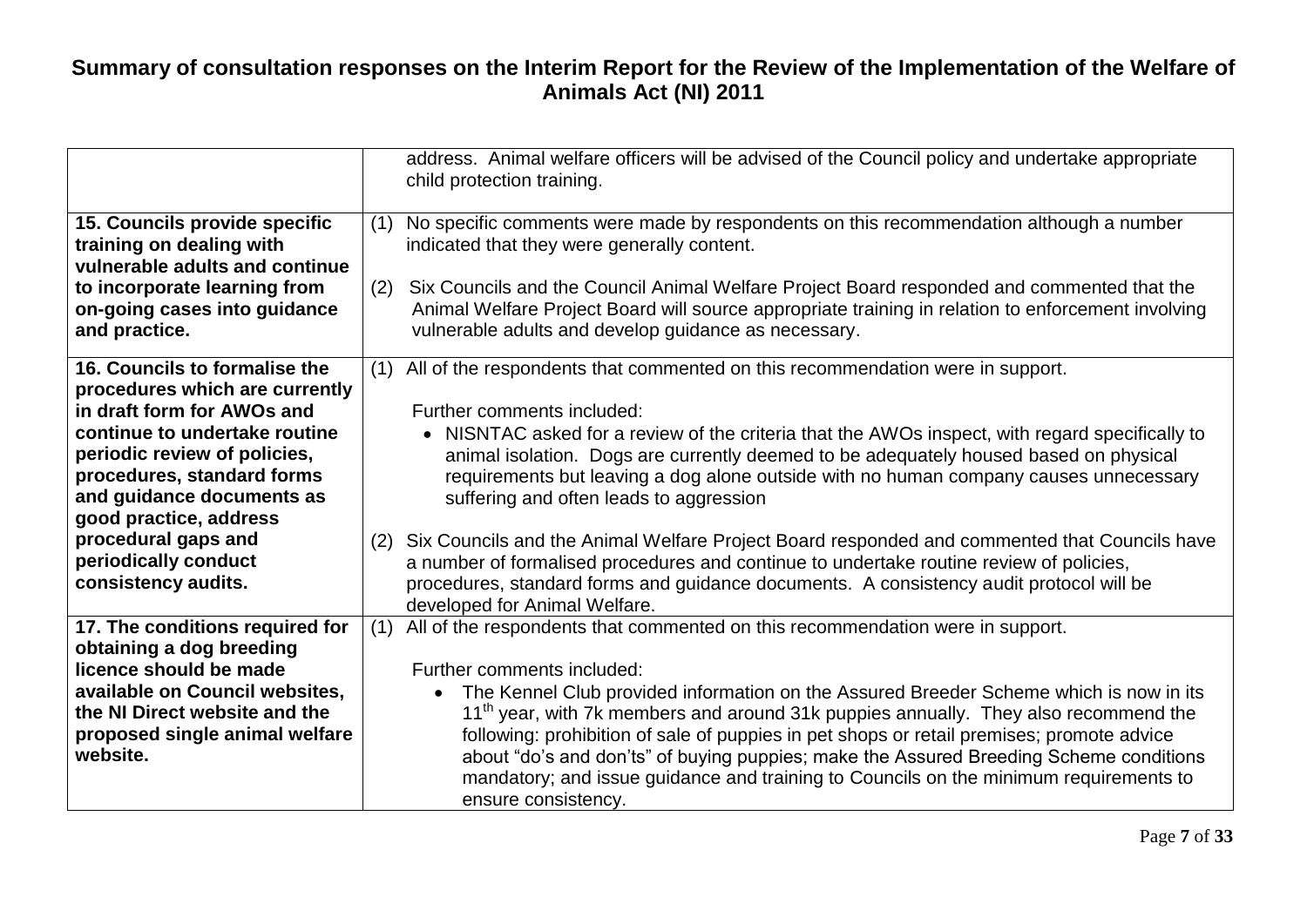## Summary of consultation responses on the Interim Report for the Review of the Implementation of the Welfare of Animals Act (NI) 2011

| | |
|---|---|
| | address. Animal welfare officers will be advised of the Council policy and undertake appropriate child protection training. |
| **15. Councils provide specific training on dealing with vulnerable adults and continue to incorporate learning from on-going cases into guidance and practice.** | (1) No specific comments were made by respondents on this recommendation although a number indicated that they were generally content.<br><br>(2) Six Councils and the Council Animal Welfare Project Board responded and commented that the Animal Welfare Project Board will source appropriate training in relation to enforcement involving vulnerable adults and develop guidance as necessary. |
| **16. Councils to formalise the procedures which are currently in draft form for AWOs and continue to undertake routine periodic review of policies, procedures, standard forms and guidance documents as good practice, address procedural gaps and periodically conduct consistency audits.** | (1) All of the respondents that commented on this recommendation were in support.<br><br>Further comments included:<br>• NISNTAC asked for a review of the criteria that the AWOs inspect, with regard specifically to animal isolation. Dogs are currently deemed to be adequately housed based on physical requirements but leaving a dog alone outside with no human company causes unnecessary suffering and often leads to aggression<br><br>(2) Six Councils and the Animal Welfare Project Board responded and commented that Councils have a number of formalised procedures and continue to undertake routine review of policies, procedures, standard forms and guidance documents. A consistency audit protocol will be developed for Animal Welfare. |
| **17. The conditions required for obtaining a dog breeding licence should be made available on Council websites, the NI Direct website and the proposed single animal welfare website.** | (1) All of the respondents that commented on this recommendation were in support.<br><br>Further comments included:<br>• The Kennel Club provided information on the Assured Breeder Scheme which is now in its 11th year, with 7k members and around 31k puppies annually. They also recommend the following: prohibition of sale of puppies in pet shops or retail premises; promote advice about "do's and don'ts" of buying puppies; make the Assured Breeding Scheme conditions mandatory; and issue guidance and training to Councils on the minimum requirements to ensure consistency. |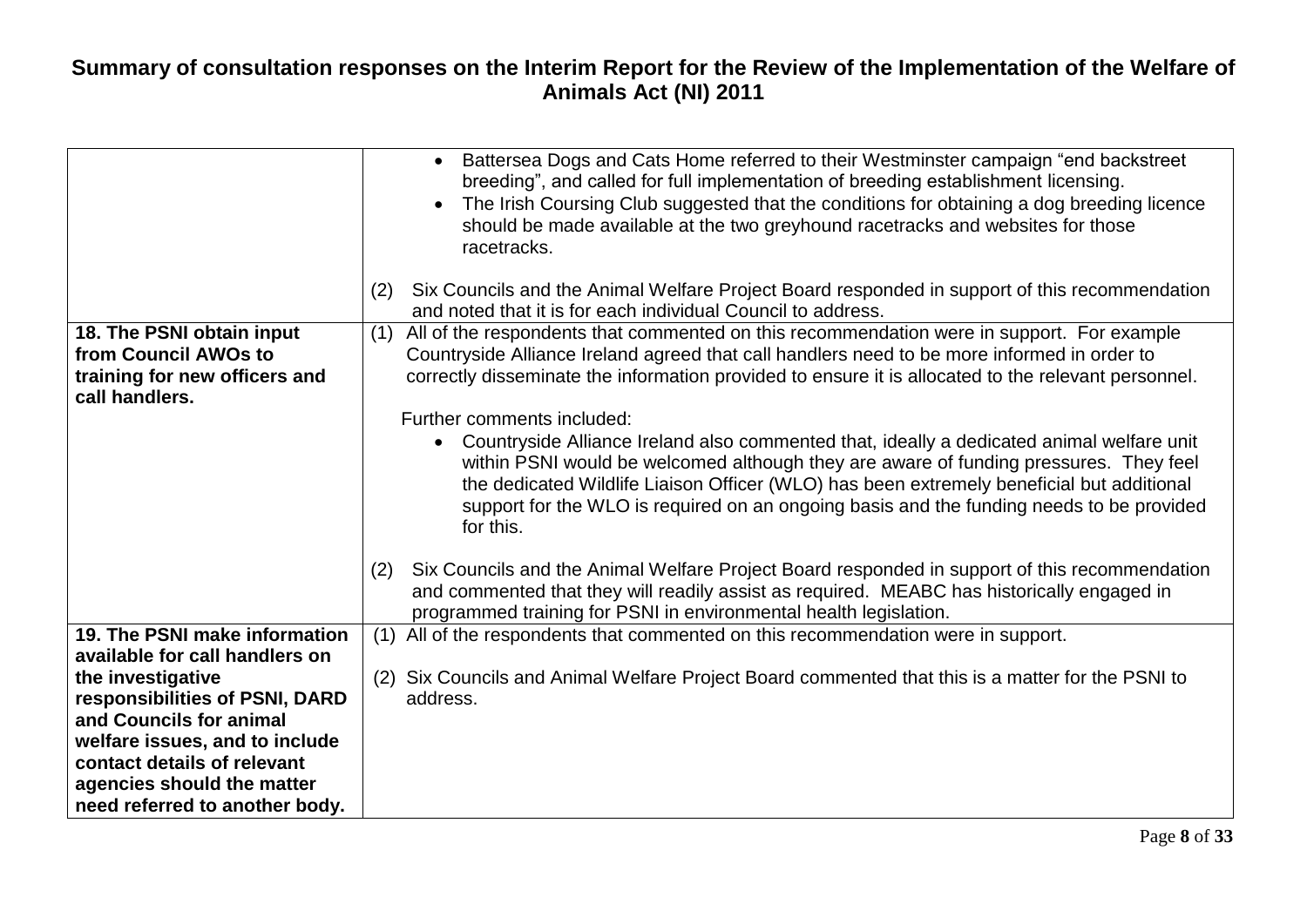# Summary of consultation responses on the Interim Report for the Review of the Implementation of the Welfare of Animals Act (NI) 2011

| | |
|---|---|
| | • Battersea Dogs and Cats Home referred to their Westminster campaign "end backstreet breeding", and called for full implementation of breeding establishment licensing.<br>• The Irish Coursing Club suggested that the conditions for obtaining a dog breeding licence should be made available at the two greyhound racetracks and websites for those racetracks.<br><br>(2) Six Councils and the Animal Welfare Project Board responded in support of this recommendation and noted that it is for each individual Council to address. |
| **18. The PSNI obtain input from Council AWOs to training for new officers and call handlers.** | (1) All of the respondents that commented on this recommendation were in support. For example Countryside Alliance Ireland agreed that call handlers need to be more informed in order to correctly disseminate the information provided to ensure it is allocated to the relevant personnel.<br><br>Further comments included:<br>• Countryside Alliance Ireland also commented that, ideally a dedicated animal welfare unit within PSNI would be welcomed although they are aware of funding pressures. They feel the dedicated Wildlife Liaison Officer (WLO) has been extremely beneficial but additional support for the WLO is required on an ongoing basis and the funding needs to be provided for this.<br><br>(2) Six Councils and the Animal Welfare Project Board responded in support of this recommendation and commented that they will readily assist as required. MEABC has historically engaged in programmed training for PSNI in environmental health legislation. |
| **19. The PSNI make information available for call handlers on the investigative responsibilities of PSNI, DARD and Councils for animal welfare issues, and to include contact details of relevant agencies should the matter need referred to another body.** | (1) All of the respondents that commented on this recommendation were in support.<br><br>(2) Six Councils and Animal Welfare Project Board commented that this is a matter for the PSNI to address. |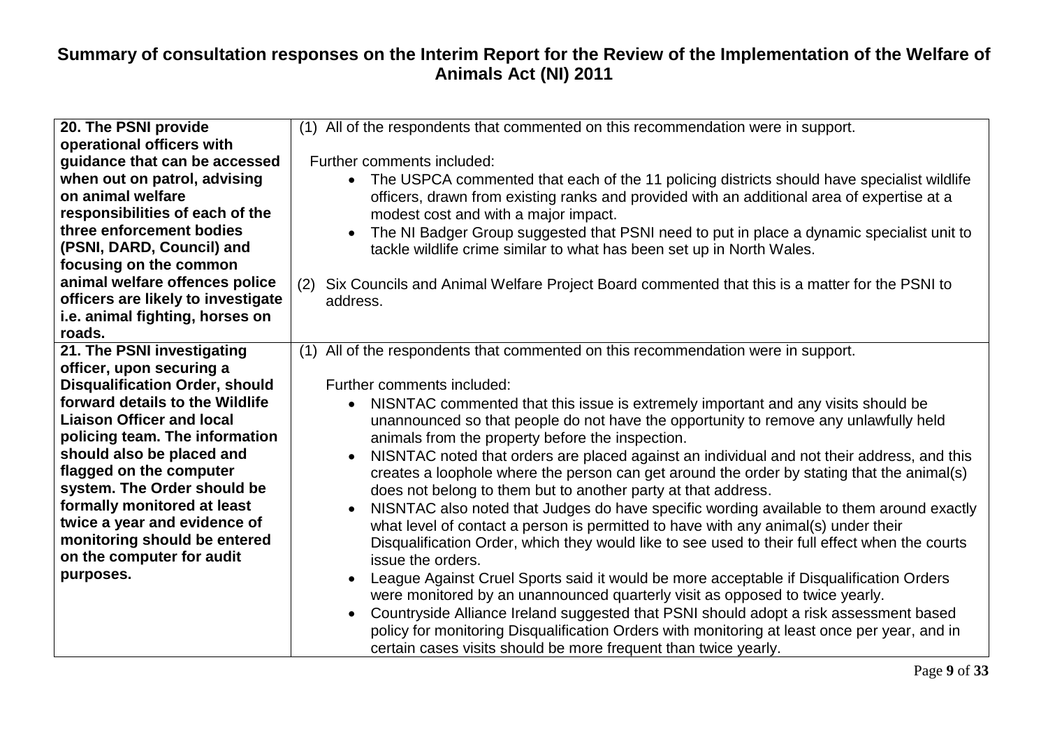# Summary of consultation responses on the Interim Report for the Review of the Implementation of the Welfare of Animals Act (NI) 2011

| Recommendation | Responses |
| --- | --- |
| **20. The PSNI provide operational officers with guidance that can be accessed when out on patrol, advising on animal welfare responsibilities of each of the three enforcement bodies (PSNI, DARD, Council) and focusing on the common animal welfare offences police officers are likely to investigate i.e. animal fighting, horses on roads.** | (1) All of the respondents that commented on this recommendation were in support.<br><br>Further comments included:<br>• The USPCA commented that each of the 11 policing districts should have specialist wildlife officers, drawn from existing ranks and provided with an additional area of expertise at a modest cost and with a major impact.<br>• The NI Badger Group suggested that PSNI need to put in place a dynamic specialist unit to tackle wildlife crime similar to what has been set up in North Wales.<br><br>(2) Six Councils and Animal Welfare Project Board commented that this is a matter for the PSNI to address. |
| **21. The PSNI investigating officer, upon securing a Disqualification Order, should forward details to the Wildlife Liaison Officer and local policing team. The information should also be placed and flagged on the computer system. The Order should be formally monitored at least twice a year and evidence of monitoring should be entered on the computer for audit purposes.** | (1) All of the respondents that commented on this recommendation were in support.<br><br>Further comments included:<br>• NISNTAC commented that this issue is extremely important and any visits should be unannounced so that people do not have the opportunity to remove any unlawfully held animals from the property before the inspection.<br>• NISNTAC noted that orders are placed against an individual and not their address, and this creates a loophole where the person can get around the order by stating that the animal(s) does not belong to them but to another party at that address.<br>• NISNTAC also noted that Judges do have specific wording available to them around exactly what level of contact a person is permitted to have with any animal(s) under their Disqualification Order, which they would like to see used to their full effect when the courts issue the orders.<br>• League Against Cruel Sports said it would be more acceptable if Disqualification Orders were monitored by an unannounced quarterly visit as opposed to twice yearly.<br>• Countryside Alliance Ireland suggested that PSNI should adopt a risk assessment based policy for monitoring Disqualification Orders with monitoring at least once per year, and in certain cases visits should be more frequent than twice yearly. |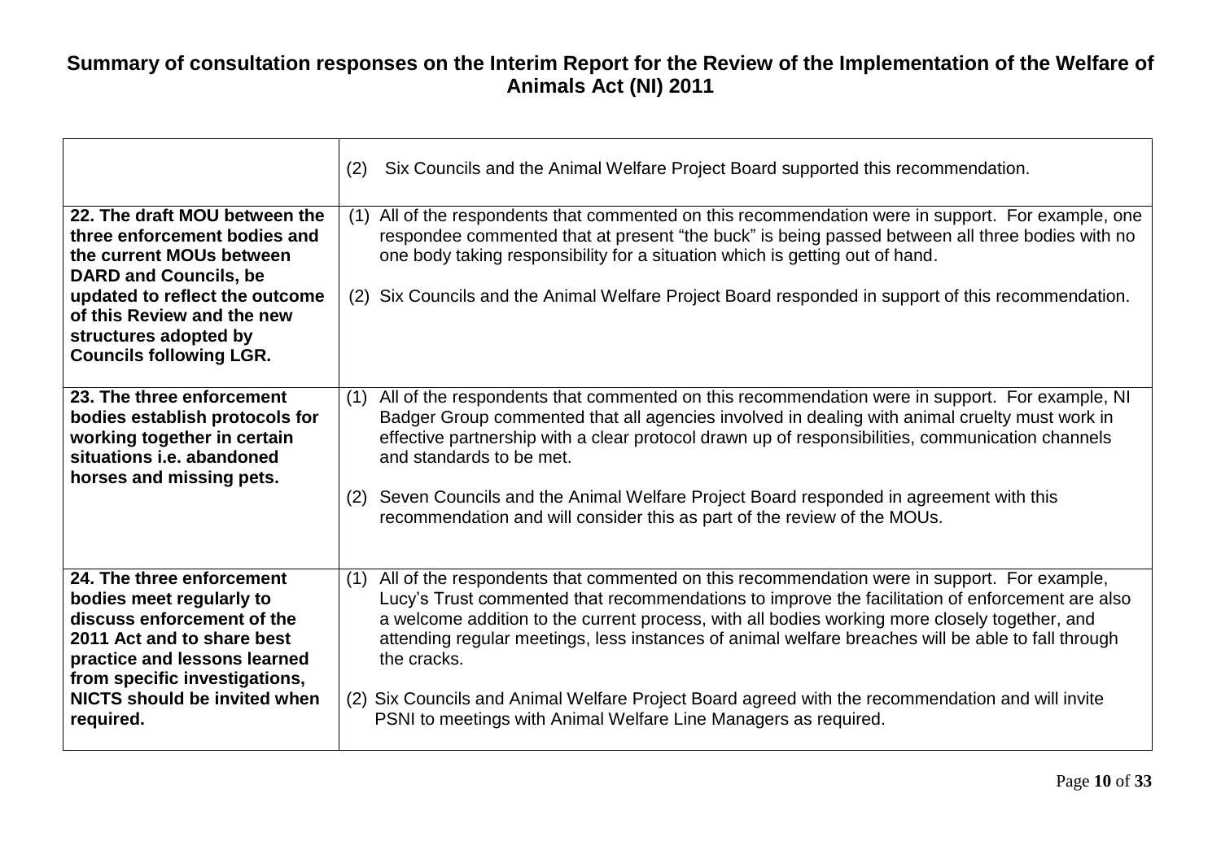# Summary of consultation responses on the Interim Report for the Review of the Implementation of the Welfare of Animals Act (NI) 2011

| | |
|---|---|
| | (2) Six Councils and the Animal Welfare Project Board supported this recommendation. |
| **22. The draft MOU between the three enforcement bodies and the current MOUs between DARD and Councils, be updated to reflect the outcome of this Review and the new structures adopted by Councils following LGR.** | (1) All of the respondents that commented on this recommendation were in support. For example, one respondee commented that at present "the buck" is being passed between all three bodies with no one body taking responsibility for a situation which is getting out of hand.<br><br>(2) Six Councils and the Animal Welfare Project Board responded in support of this recommendation. |
| **23. The three enforcement bodies establish protocols for working together in certain situations i.e. abandoned horses and missing pets.** | (1) All of the respondents that commented on this recommendation were in support. For example, NI Badger Group commented that all agencies involved in dealing with animal cruelty must work in effective partnership with a clear protocol drawn up of responsibilities, communication channels and standards to be met.<br><br>(2) Seven Councils and the Animal Welfare Project Board responded in agreement with this recommendation and will consider this as part of the review of the MOUs. |
| **24. The three enforcement bodies meet regularly to discuss enforcement of the 2011 Act and to share best practice and lessons learned from specific investigations, NICTS should be invited when required.** | (1) All of the respondents that commented on this recommendation were in support. For example, Lucy's Trust commented that recommendations to improve the facilitation of enforcement are also a welcome addition to the current process, with all bodies working more closely together, and attending regular meetings, less instances of animal welfare breaches will be able to fall through the cracks.<br><br>(2) Six Councils and Animal Welfare Project Board agreed with the recommendation and will invite PSNI to meetings with Animal Welfare Line Managers as required. |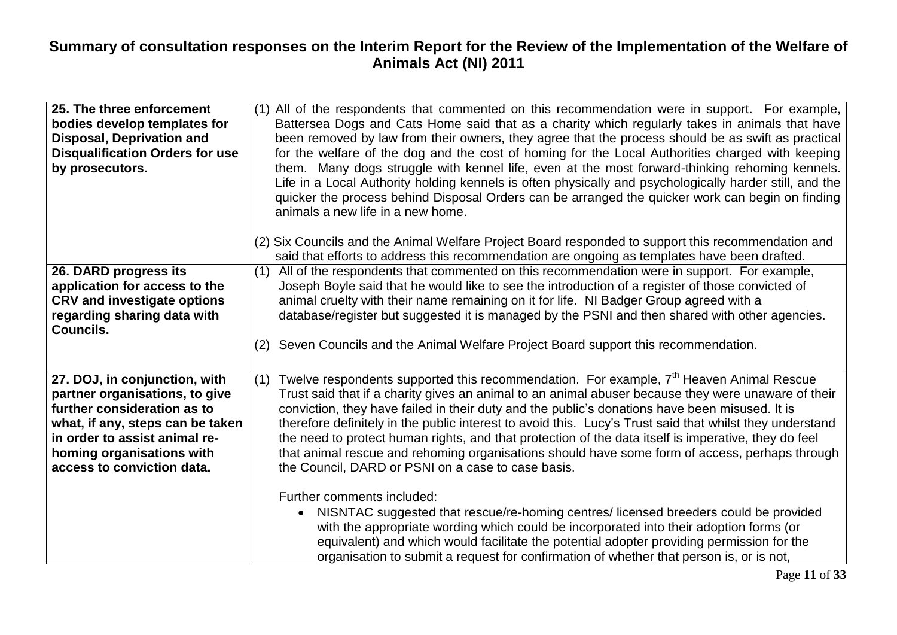## Summary of consultation responses on the Interim Report for the Review of the Implementation of the Welfare of Animals Act (NI) 2011

| | |
|---|---|
| **25. The three enforcement bodies develop templates for Disposal, Deprivation and Disqualification Orders for use by prosecutors.** | (1) All of the respondents that commented on this recommendation were in support. For example, Battersea Dogs and Cats Home said that as a charity which regularly takes in animals that have been removed by law from their owners, they agree that the process should be as swift as practical for the welfare of the dog and the cost of homing for the Local Authorities charged with keeping them. Many dogs struggle with kennel life, even at the most forward-thinking rehoming kennels. Life in a Local Authority holding kennels is often physically and psychologically harder still, and the quicker the process behind Disposal Orders can be arranged the quicker work can begin on finding animals a new life in a new home.<br><br>(2) Six Councils and the Animal Welfare Project Board responded to support this recommendation and said that efforts to address this recommendation are ongoing as templates have been drafted. |
| **26. DARD progress its application for access to the CRV and investigate options regarding sharing data with Councils.** | (1) All of the respondents that commented on this recommendation were in support. For example, Joseph Boyle said that he would like to see the introduction of a register of those convicted of animal cruelty with their name remaining on it for life. NI Badger Group agreed with a database/register but suggested it is managed by the PSNI and then shared with other agencies.<br><br>(2) Seven Councils and the Animal Welfare Project Board support this recommendation. |
| **27. DOJ, in conjunction, with partner organisations, to give further consideration as to what, if any, steps can be taken in order to assist animal re-homing organisations with access to conviction data.** | (1) Twelve respondents supported this recommendation. For example, 7th Heaven Animal Rescue Trust said that if a charity gives an animal to an animal abuser because they were unaware of their conviction, they have failed in their duty and the public's donations have been misused. It is therefore definitely in the public interest to avoid this. Lucy's Trust said that whilst they understand the need to protect human rights, and that protection of the data itself is imperative, they do feel that animal rescue and rehoming organisations should have some form of access, perhaps through the Council, DARD or PSNI on a case to case basis.<br><br>Further comments included:<br>• NISNTAC suggested that rescue/re-homing centres/ licensed breeders could be provided with the appropriate wording which could be incorporated into their adoption forms (or equivalent) and which would facilitate the potential adopter providing permission for the organisation to submit a request for confirmation of whether that person is, or is not, |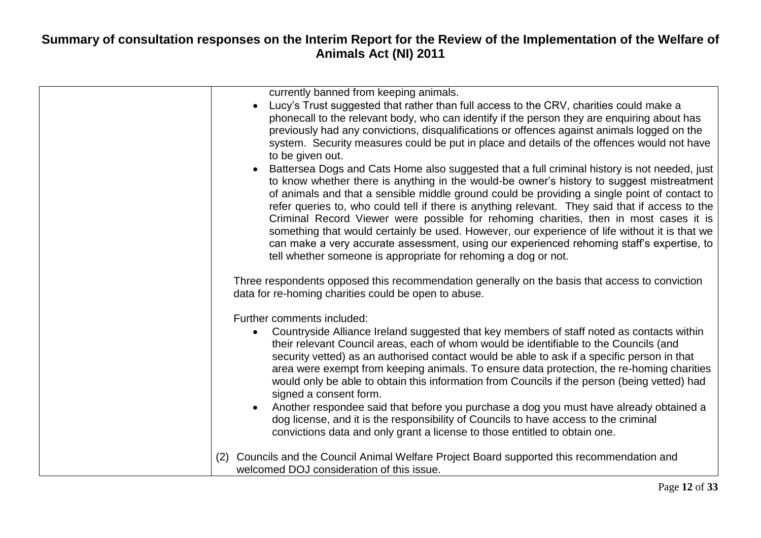| | |
|---|---|
| | currently banned from keeping animals.<br>• Lucy's Trust suggested that rather than full access to the CRV, charities could make a phonecall to the relevant body, who can identify if the person they are enquiring about has previously had any convictions, disqualifications or offences against animals logged on the system. Security measures could be put in place and details of the offences would not have to be given out.<br>• Battersea Dogs and Cats Home also suggested that a full criminal history is not needed, just to know whether there is anything in the would-be owner's history to suggest mistreatment of animals and that a sensible middle ground could be providing a single point of contact to refer queries to, who could tell if there is anything relevant. They said that if access to the Criminal Record Viewer were possible for rehoming charities, then in most cases it is something that would certainly be used. However, our experience of life without it is that we can make a very accurate assessment, using our experienced rehoming staff's expertise, to tell whether someone is appropriate for rehoming a dog or not.<br><br>Three respondents opposed this recommendation generally on the basis that access to conviction data for re-homing charities could be open to abuse.<br><br>Further comments included:<br>• Countryside Alliance Ireland suggested that key members of staff noted as contacts within their relevant Council areas, each of whom would be identifiable to the Councils (and security vetted) as an authorised contact would be able to ask if a specific person in that area were exempt from keeping animals. To ensure data protection, the re-homing charities would only be able to obtain this information from Councils if the person (being vetted) had signed a consent form.<br>• Another respondee said that before you purchase a dog you must have already obtained a dog license, and it is the responsibility of Councils to have access to the criminal convictions data and only grant a license to those entitled to obtain one.<br><br>(2) Councils and the Council Animal Welfare Project Board supported this recommendation and welcomed DOJ consideration of this issue. |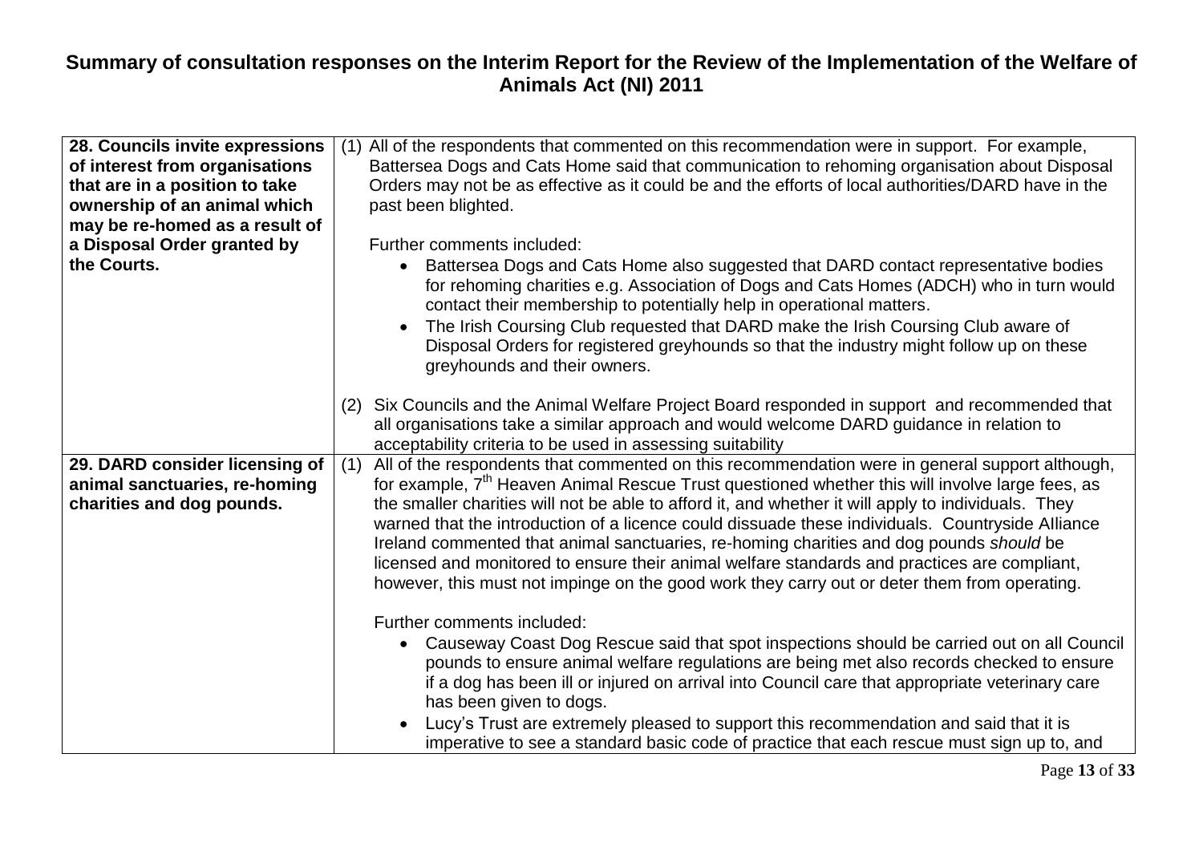# Summary of consultation responses on the Interim Report for the Review of the Implementation of the Welfare of Animals Act (NI) 2011

| | |
|---|---|
| **28. Councils invite expressions of interest from organisations that are in a position to take ownership of an animal which may be re-homed as a result of a Disposal Order granted by the Courts.** | (1) All of the respondents that commented on this recommendation were in support. For example, Battersea Dogs and Cats Home said that communication to rehoming organisation about Disposal Orders may not be as effective as it could be and the efforts of local authorities/DARD have in the past been blighted.<br><br>Further comments included:<br>• Battersea Dogs and Cats Home also suggested that DARD contact representative bodies for rehoming charities e.g. Association of Dogs and Cats Homes (ADCH) who in turn would contact their membership to potentially help in operational matters.<br>• The Irish Coursing Club requested that DARD make the Irish Coursing Club aware of Disposal Orders for registered greyhounds so that the industry might follow up on these greyhounds and their owners.<br><br>(2) Six Councils and the Animal Welfare Project Board responded in support and recommended that all organisations take a similar approach and would welcome DARD guidance in relation to acceptability criteria to be used in assessing suitability |
| **29. DARD consider licensing of animal sanctuaries, re-homing charities and dog pounds.** | (1) All of the respondents that commented on this recommendation were in general support although, for example, 7th Heaven Animal Rescue Trust questioned whether this will involve large fees, as the smaller charities will not be able to afford it, and whether it will apply to individuals. They warned that the introduction of a licence could dissuade these individuals. Countryside Alliance Ireland commented that animal sanctuaries, re-homing charities and dog pounds *should* be licensed and monitored to ensure their animal welfare standards and practices are compliant, however, this must not impinge on the good work they carry out or deter them from operating.<br><br>Further comments included:<br>• Causeway Coast Dog Rescue said that spot inspections should be carried out on all Council pounds to ensure animal welfare regulations are being met also records checked to ensure if a dog has been ill or injured on arrival into Council care that appropriate veterinary care has been given to dogs.<br>• Lucy's Trust are extremely pleased to support this recommendation and said that it is imperative to see a standard basic code of practice that each rescue must sign up to, and |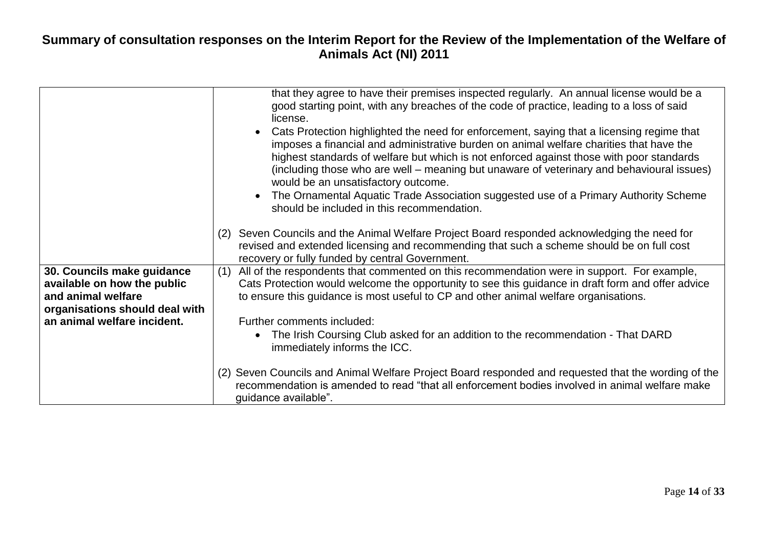# Summary of consultation responses on the Interim Report for the Review of the Implementation of the Welfare of Animals Act (NI) 2011

| | |
|---|---|
| | that they agree to have their premises inspected regularly. An annual license would be a good starting point, with any breaches of the code of practice, leading to a loss of said license.<br>• Cats Protection highlighted the need for enforcement, saying that a licensing regime that imposes a financial and administrative burden on animal welfare charities that have the highest standards of welfare but which is not enforced against those with poor standards (including those who are well – meaning but unaware of veterinary and behavioural issues) would be an unsatisfactory outcome.<br>• The Ornamental Aquatic Trade Association suggested use of a Primary Authority Scheme should be included in this recommendation.<br><br>(2) Seven Councils and the Animal Welfare Project Board responded acknowledging the need for revised and extended licensing and recommending that such a scheme should be on full cost recovery or fully funded by central Government. |
| **30. Councils make guidance available on how the public and animal welfare organisations should deal with an animal welfare incident.** | (1) All of the respondents that commented on this recommendation were in support. For example, Cats Protection would welcome the opportunity to see this guidance in draft form and offer advice to ensure this guidance is most useful to CP and other animal welfare organisations.<br><br>Further comments included:<br>• The Irish Coursing Club asked for an addition to the recommendation - That DARD immediately informs the ICC.<br><br>(2) Seven Councils and Animal Welfare Project Board responded and requested that the wording of the recommendation is amended to read "that all enforcement bodies involved in animal welfare make guidance available". |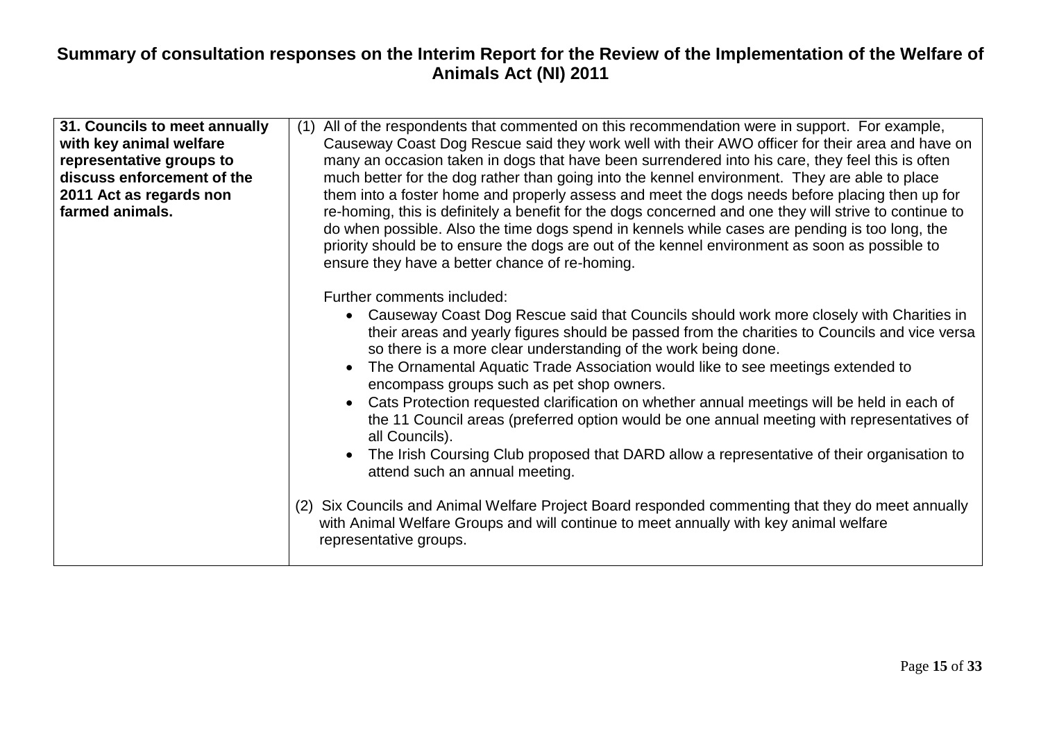# Summary of consultation responses on the Interim Report for the Review of the Implementation of the Welfare of Animals Act (NI) 2011

| | |
|---|---|
| **31. Councils to meet annually with key animal welfare representative groups to discuss enforcement of the 2011 Act as regards non farmed animals.** | (1) All of the respondents that commented on this recommendation were in support. For example, Causeway Coast Dog Rescue said they work well with their AWO officer for their area and have on many an occasion taken in dogs that have been surrendered into his care, they feel this is often much better for the dog rather than going into the kennel environment. They are able to place them into a foster home and properly assess and meet the dogs needs before placing then up for re-homing, this is definitely a benefit for the dogs concerned and one they will strive to continue to do when possible. Also the time dogs spend in kennels while cases are pending is too long, the priority should be to ensure the dogs are out of the kennel environment as soon as possible to ensure they have a better chance of re-homing.<br><br>Further comments included:<br>• Causeway Coast Dog Rescue said that Councils should work more closely with Charities in their areas and yearly figures should be passed from the charities to Councils and vice versa so there is a more clear understanding of the work being done.<br>• The Ornamental Aquatic Trade Association would like to see meetings extended to encompass groups such as pet shop owners.<br>• Cats Protection requested clarification on whether annual meetings will be held in each of the 11 Council areas (preferred option would be one annual meeting with representatives of all Councils).<br>• The Irish Coursing Club proposed that DARD allow a representative of their organisation to attend such an annual meeting.<br><br>(2) Six Councils and Animal Welfare Project Board responded commenting that they do meet annually with Animal Welfare Groups and will continue to meet annually with key animal welfare representative groups. |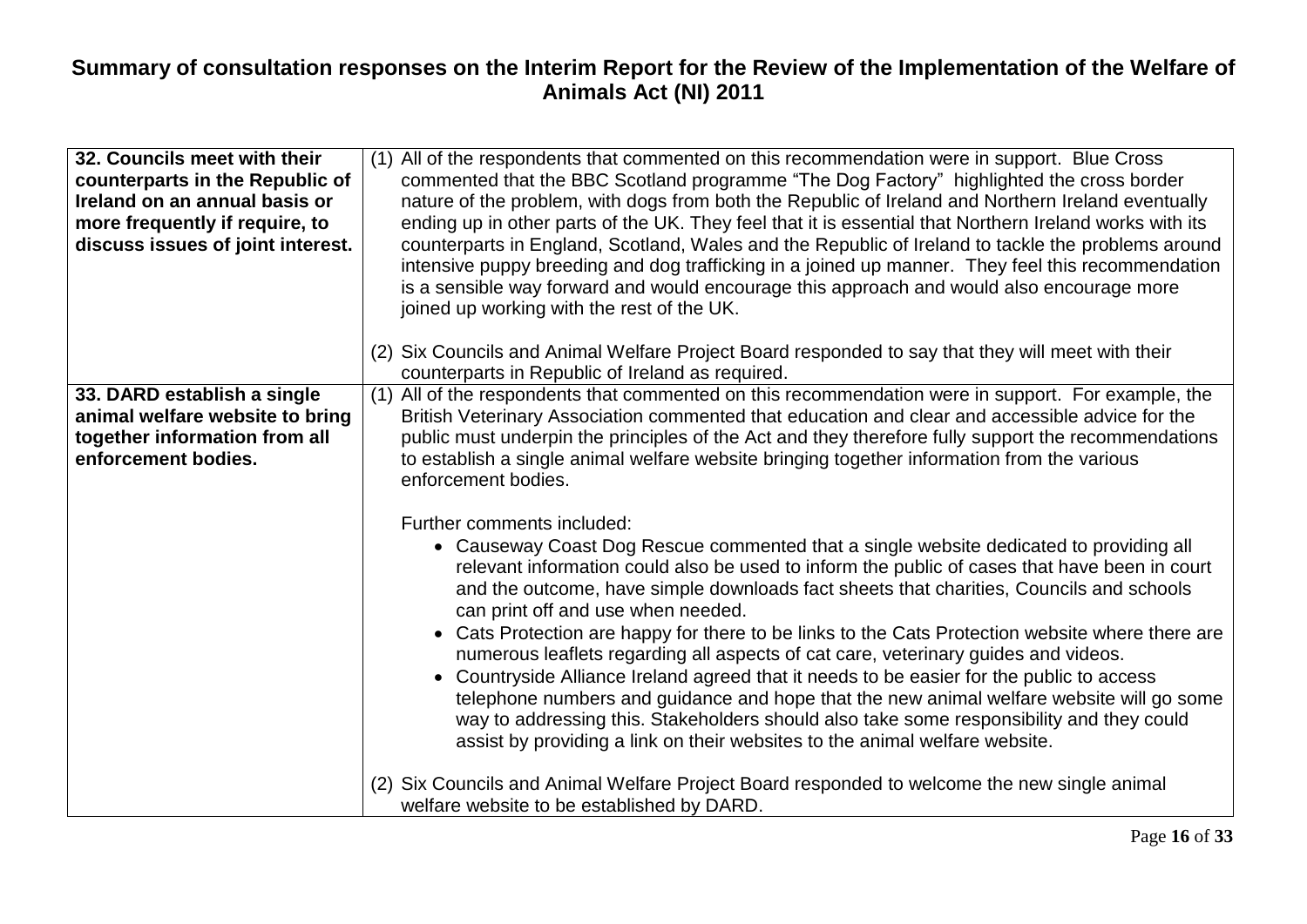## Summary of consultation responses on the Interim Report for the Review of the Implementation of the Welfare of Animals Act (NI) 2011

| | |
|---|---|
| **32. Councils meet with their counterparts in the Republic of Ireland on an annual basis or more frequently if require, to discuss issues of joint interest.** | (1) All of the respondents that commented on this recommendation were in support. Blue Cross commented that the BBC Scotland programme "The Dog Factory" highlighted the cross border nature of the problem, with dogs from both the Republic of Ireland and Northern Ireland eventually ending up in other parts of the UK. They feel that it is essential that Northern Ireland works with its counterparts in England, Scotland, Wales and the Republic of Ireland to tackle the problems around intensive puppy breeding and dog trafficking in a joined up manner. They feel this recommendation is a sensible way forward and would encourage this approach and would also encourage more joined up working with the rest of the UK.<br><br>(2) Six Councils and Animal Welfare Project Board responded to say that they will meet with their counterparts in Republic of Ireland as required. |
| **33. DARD establish a single animal welfare website to bring together information from all enforcement bodies.** | (1) All of the respondents that commented on this recommendation were in support. For example, the British Veterinary Association commented that education and clear and accessible advice for the public must underpin the principles of the Act and they therefore fully support the recommendations to establish a single animal welfare website bringing together information from the various enforcement bodies.<br><br>Further comments included:<br>• Causeway Coast Dog Rescue commented that a single website dedicated to providing all relevant information could also be used to inform the public of cases that have been in court and the outcome, have simple downloads fact sheets that charities, Councils and schools can print off and use when needed.<br>• Cats Protection are happy for there to be links to the Cats Protection website where there are numerous leaflets regarding all aspects of cat care, veterinary guides and videos.<br>• Countryside Alliance Ireland agreed that it needs to be easier for the public to access telephone numbers and guidance and hope that the new animal welfare website will go some way to addressing this. Stakeholders should also take some responsibility and they could assist by providing a link on their websites to the animal welfare website.<br><br>(2) Six Councils and Animal Welfare Project Board responded to welcome the new single animal welfare website to be established by DARD. |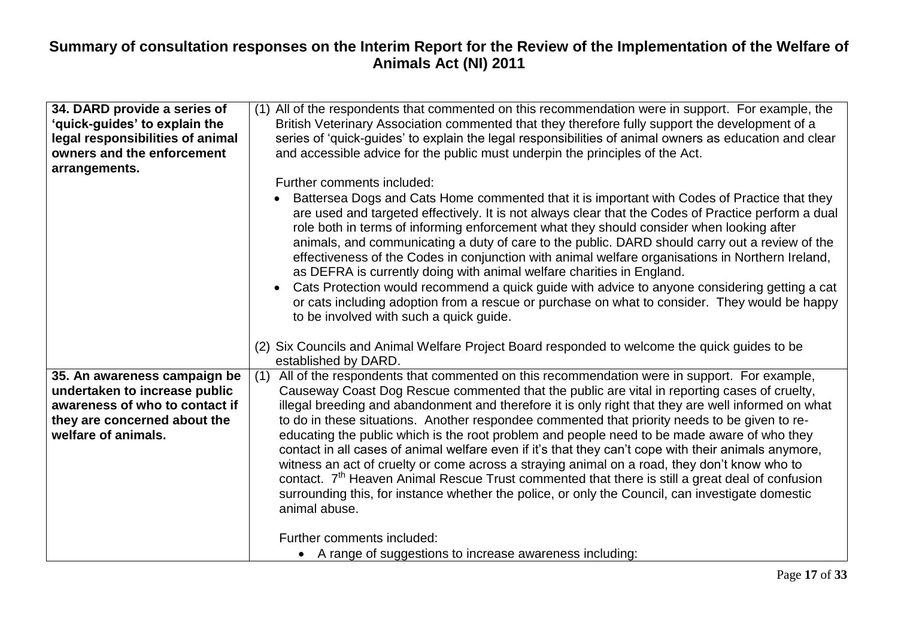# Summary of consultation responses on the Interim Report for the Review of the Implementation of the Welfare of Animals Act (NI) 2011

| | |
|---|---|
| **34. DARD provide a series of 'quick-guides' to explain the legal responsibilities of animal owners and the enforcement arrangements.** | (1) All of the respondents that commented on this recommendation were in support. For example, the British Veterinary Association commented that they therefore fully support the development of a series of 'quick-guides' to explain the legal responsibilities of animal owners as education and clear and accessible advice for the public must underpin the principles of the Act.<br><br>Further comments included:<br>• Battersea Dogs and Cats Home commented that it is important with Codes of Practice that they are used and targeted effectively. It is not always clear that the Codes of Practice perform a dual role both in terms of informing enforcement what they should consider when looking after animals, and communicating a duty of care to the public. DARD should carry out a review of the effectiveness of the Codes in conjunction with animal welfare organisations in Northern Ireland, as DEFRA is currently doing with animal welfare charities in England.<br>• Cats Protection would recommend a quick guide with advice to anyone considering getting a cat or cats including adoption from a rescue or purchase on what to consider. They would be happy to be involved with such a quick guide.<br><br>(2) Six Councils and Animal Welfare Project Board responded to welcome the quick guides to be established by DARD. |
| **35. An awareness campaign be undertaken to increase public awareness of who to contact if they are concerned about the welfare of animals.** | (1) All of the respondents that commented on this recommendation were in support. For example, Causeway Coast Dog Rescue commented that the public are vital in reporting cases of cruelty, illegal breeding and abandonment and therefore it is only right that they are well informed on what to do in these situations. Another respondee commented that priority needs to be given to re-educating the public which is the root problem and people need to be made aware of who they contact in all cases of animal welfare even if it's that they can't cope with their animals anymore, witness an act of cruelty or come across a straying animal on a road, they don't know who to contact. 7th Heaven Animal Rescue Trust commented that there is still a great deal of confusion surrounding this, for instance whether the police, or only the Council, can investigate domestic animal abuse.<br><br>Further comments included:<br>• A range of suggestions to increase awareness including: |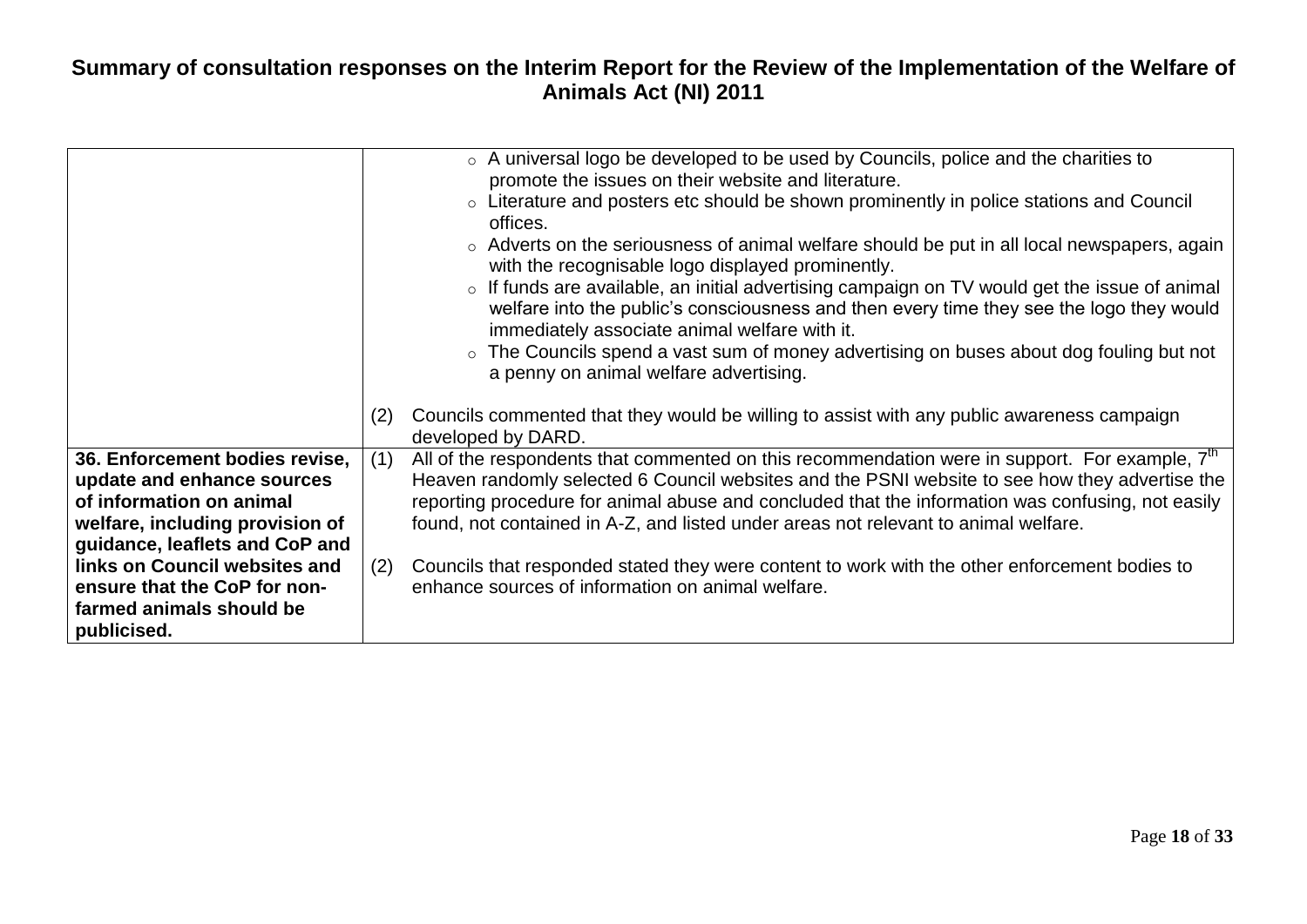# Summary of consultation responses on the Interim Report for the Review of the Implementation of the Welfare of Animals Act (NI) 2011

| | |
|---|---|
| | ○ A universal logo be developed to be used by Councils, police and the charities to promote the issues on their website and literature.<br>○ Literature and posters etc should be shown prominently in police stations and Council offices.<br>○ Adverts on the seriousness of animal welfare should be put in all local newspapers, again with the recognisable logo displayed prominently.<br>○ If funds are available, an initial advertising campaign on TV would get the issue of animal welfare into the public's consciousness and then every time they see the logo they would immediately associate animal welfare with it.<br>○ The Councils spend a vast sum of money advertising on buses about dog fouling but not a penny on animal welfare advertising.<br><br>(2) Councils commented that they would be willing to assist with any public awareness campaign developed by DARD. |
| **36. Enforcement bodies revise, update and enhance sources of information on animal welfare, including provision of guidance, leaflets and CoP and links on Council websites and ensure that the CoP for non-farmed animals should be publicised.** | (1) All of the respondents that commented on this recommendation were in support. For example, 7th Heaven randomly selected 6 Council websites and the PSNI website to see how they advertise the reporting procedure for animal abuse and concluded that the information was confusing, not easily found, not contained in A-Z, and listed under areas not relevant to animal welfare.<br><br>(2) Councils that responded stated they were content to work with the other enforcement bodies to enhance sources of information on animal welfare. |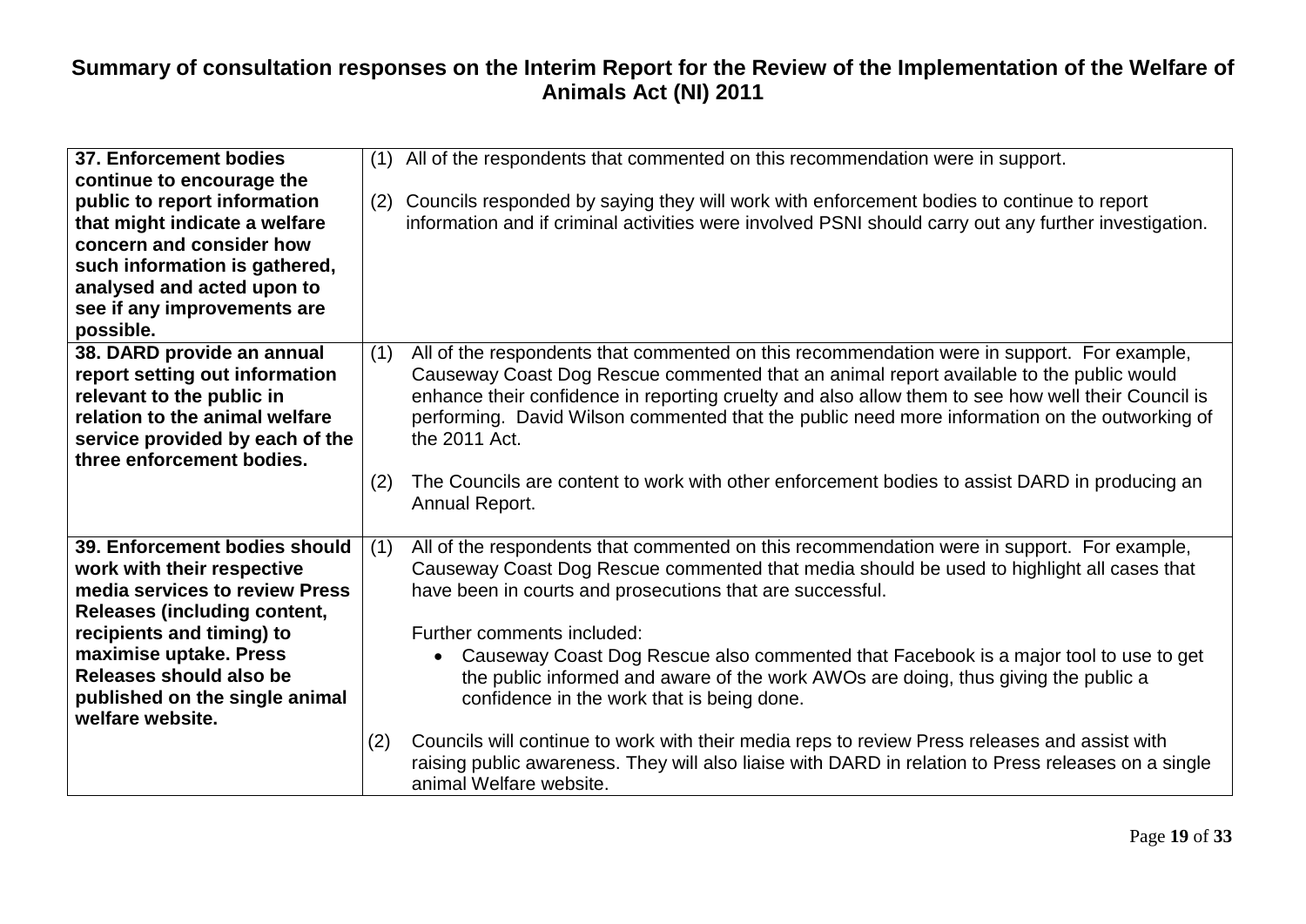# Summary of consultation responses on the Interim Report for the Review of the Implementation of the Welfare of Animals Act (NI) 2011

| | |
|---|---|
| **37. Enforcement bodies continue to encourage the public to report information that might indicate a welfare concern and consider how such information is gathered, analysed and acted upon to see if any improvements are possible.** | (1) All of the respondents that commented on this recommendation were in support.<br><br>(2) Councils responded by saying they will work with enforcement bodies to continue to report information and if criminal activities were involved PSNI should carry out any further investigation. |
| **38. DARD provide an annual report setting out information relevant to the public in relation to the animal welfare service provided by each of the three enforcement bodies.** | (1) All of the respondents that commented on this recommendation were in support. For example, Causeway Coast Dog Rescue commented that an animal report available to the public would enhance their confidence in reporting cruelty and also allow them to see how well their Council is performing. David Wilson commented that the public need more information on the outworking of the 2011 Act.<br><br>(2) The Councils are content to work with other enforcement bodies to assist DARD in producing an Annual Report. |
| **39. Enforcement bodies should work with their respective media services to review Press Releases (including content, recipients and timing) to maximise uptake. Press Releases should also be published on the single animal welfare website.** | (1) All of the respondents that commented on this recommendation were in support. For example, Causeway Coast Dog Rescue commented that media should be used to highlight all cases that have been in courts and prosecutions that are successful.<br><br>Further comments included:<br>• Causeway Coast Dog Rescue also commented that Facebook is a major tool to use to get the public informed and aware of the work AWOs are doing, thus giving the public a confidence in the work that is being done.<br><br>(2) Councils will continue to work with their media reps to review Press releases and assist with raising public awareness. They will also liaise with DARD in relation to Press releases on a single animal Welfare website. |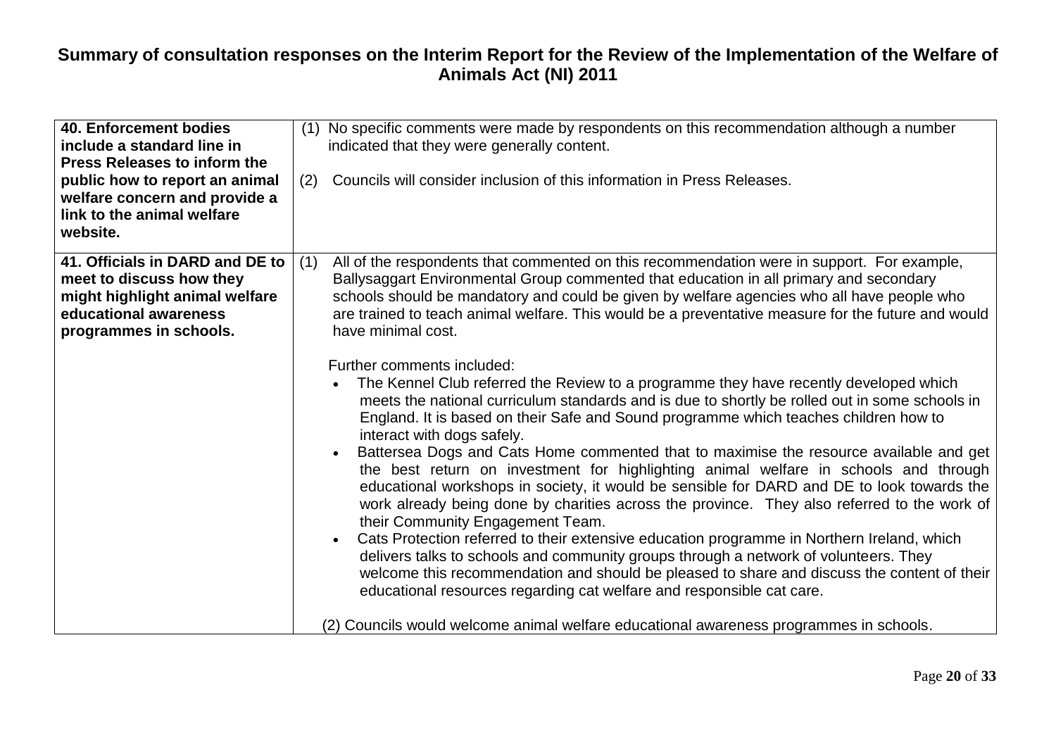# Summary of consultation responses on the Interim Report for the Review of the Implementation of the Welfare of Animals Act (NI) 2011

| | |
|---|---|
| **40. Enforcement bodies include a standard line in Press Releases to inform the public how to report an animal welfare concern and provide a link to the animal welfare website.** | (1) No specific comments were made by respondents on this recommendation although a number indicated that they were generally content.<br><br>(2) Councils will consider inclusion of this information in Press Releases. |
| **41. Officials in DARD and DE to meet to discuss how they might highlight animal welfare educational awareness programmes in schools.** | (1) All of the respondents that commented on this recommendation were in support. For example, Ballysaggart Environmental Group commented that education in all primary and secondary schools should be mandatory and could be given by welfare agencies who all have people who are trained to teach animal welfare. This would be a preventative measure for the future and would have minimal cost.<br><br>Further comments included:<br>• The Kennel Club referred the Review to a programme they have recently developed which meets the national curriculum standards and is due to shortly be rolled out in some schools in England. It is based on their Safe and Sound programme which teaches children how to interact with dogs safely.<br>• Battersea Dogs and Cats Home commented that to maximise the resource available and get the best return on investment for highlighting animal welfare in schools and through educational workshops in society, it would be sensible for DARD and DE to look towards the work already being done by charities across the province. They also referred to the work of their Community Engagement Team.<br>• Cats Protection referred to their extensive education programme in Northern Ireland, which delivers talks to schools and community groups through a network of volunteers. They welcome this recommendation and should be pleased to share and discuss the content of their educational resources regarding cat welfare and responsible cat care.<br><br>(2) Councils would welcome animal welfare educational awareness programmes in schools. |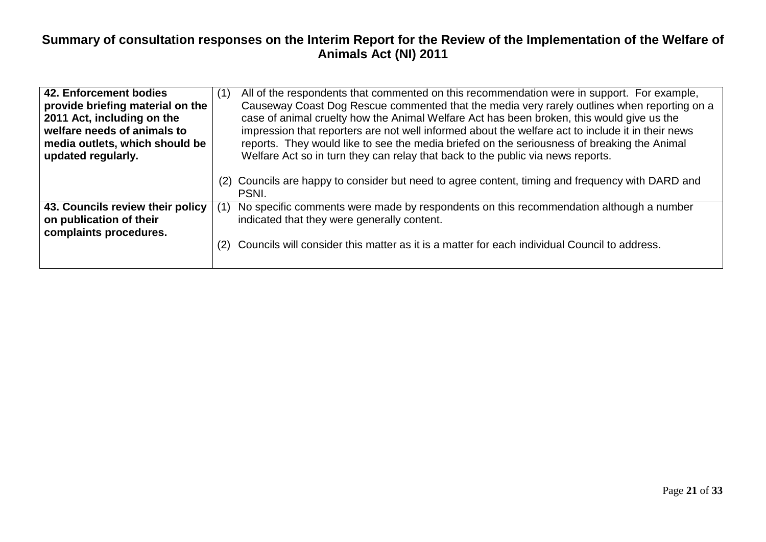## Summary of consultation responses on the Interim Report for the Review of the Implementation of the Welfare of Animals Act (NI) 2011

| | |
|---|---|
| **42. Enforcement bodies provide briefing material on the 2011 Act, including on the welfare needs of animals to media outlets, which should be updated regularly.** | (1) All of the respondents that commented on this recommendation were in support. For example, Causeway Coast Dog Rescue commented that the media very rarely outlines when reporting on a case of animal cruelty how the Animal Welfare Act has been broken, this would give us the impression that reporters are not well informed about the welfare act to include it in their news reports. They would like to see the media briefed on the seriousness of breaking the Animal Welfare Act so in turn they can relay that back to the public via news reports.<br><br>(2) Councils are happy to consider but need to agree content, timing and frequency with DARD and PSNI. |
| **43. Councils review their policy on publication of their complaints procedures.** | (1) No specific comments were made by respondents on this recommendation although a number indicated that they were generally content.<br><br>(2) Councils will consider this matter as it is a matter for each individual Council to address. |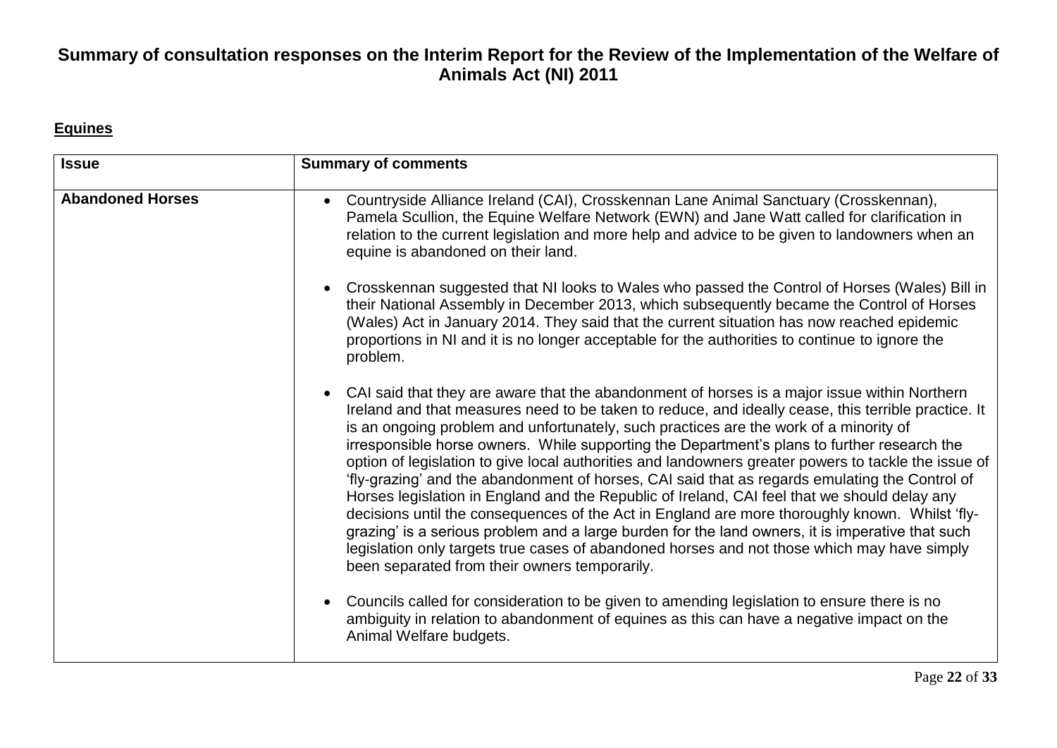# Summary of consultation responses on the Interim Report for the Review of the Implementation of the Welfare of Animals Act (NI) 2011

## Equines

| Issue | Summary of comments |
| --- | --- |
| **Abandoned Horses** | • Countryside Alliance Ireland (CAI), Crosskennan Lane Animal Sanctuary (Crosskennan), Pamela Scullion, the Equine Welfare Network (EWN) and Jane Watt called for clarification in relation to the current legislation and more help and advice to be given to landowners when an equine is abandoned on their land.<br><br>• Crosskennan suggested that NI looks to Wales who passed the Control of Horses (Wales) Bill in their National Assembly in December 2013, which subsequently became the Control of Horses (Wales) Act in January 2014. They said that the current situation has now reached epidemic proportions in NI and it is no longer acceptable for the authorities to continue to ignore the problem.<br><br>• CAI said that they are aware that the abandonment of horses is a major issue within Northern Ireland and that measures need to be taken to reduce, and ideally cease, this terrible practice. It is an ongoing problem and unfortunately, such practices are the work of a minority of irresponsible horse owners. While supporting the Department's plans to further research the option of legislation to give local authorities and landowners greater powers to tackle the issue of 'fly-grazing' and the abandonment of horses, CAI said that as regards emulating the Control of Horses legislation in England and the Republic of Ireland, CAI feel that we should delay any decisions until the consequences of the Act in England are more thoroughly known. Whilst 'fly-grazing' is a serious problem and a large burden for the land owners, it is imperative that such legislation only targets true cases of abandoned horses and not those which may have simply been separated from their owners temporarily.<br><br>• Councils called for consideration to be given to amending legislation to ensure there is no ambiguity in relation to abandonment of equines as this can have a negative impact on the Animal Welfare budgets. |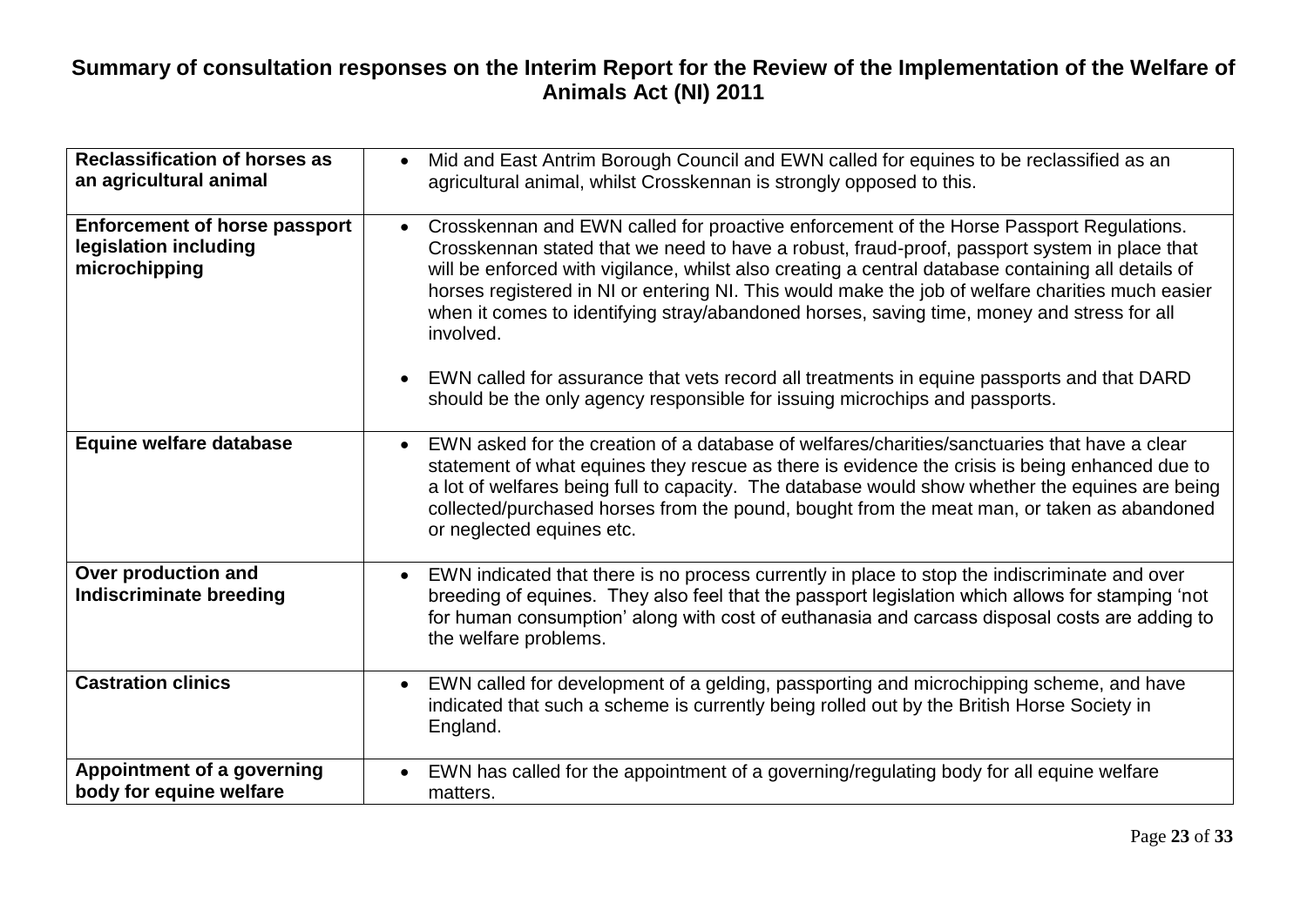## Summary of consultation responses on the Interim Report for the Review of the Implementation of the Welfare of Animals Act (NI) 2011

| | |
|---|---|
| **Reclassification of horses as an agricultural animal** | • Mid and East Antrim Borough Council and EWN called for equines to be reclassified as an agricultural animal, whilst Crosskennan is strongly opposed to this. |
| **Enforcement of horse passport legislation including microchipping** | • Crosskennan and EWN called for proactive enforcement of the Horse Passport Regulations. Crosskennan stated that we need to have a robust, fraud-proof, passport system in place that will be enforced with vigilance, whilst also creating a central database containing all details of horses registered in NI or entering NI. This would make the job of welfare charities much easier when it comes to identifying stray/abandoned horses, saving time, money and stress for all involved.<br><br>• EWN called for assurance that vets record all treatments in equine passports and that DARD should be the only agency responsible for issuing microchips and passports. |
| **Equine welfare database** | • EWN asked for the creation of a database of welfares/charities/sanctuaries that have a clear statement of what equines they rescue as there is evidence the crisis is being enhanced due to a lot of welfares being full to capacity. The database would show whether the equines are being collected/purchased horses from the pound, bought from the meat man, or taken as abandoned or neglected equines etc. |
| **Over production and Indiscriminate breeding** | • EWN indicated that there is no process currently in place to stop the indiscriminate and over breeding of equines. They also feel that the passport legislation which allows for stamping 'not for human consumption' along with cost of euthanasia and carcass disposal costs are adding to the welfare problems. |
| **Castration clinics** | • EWN called for development of a gelding, passporting and microchipping scheme, and have indicated that such a scheme is currently being rolled out by the British Horse Society in England. |
| **Appointment of a governing body for equine welfare** | • EWN has called for the appointment of a governing/regulating body for all equine welfare matters. |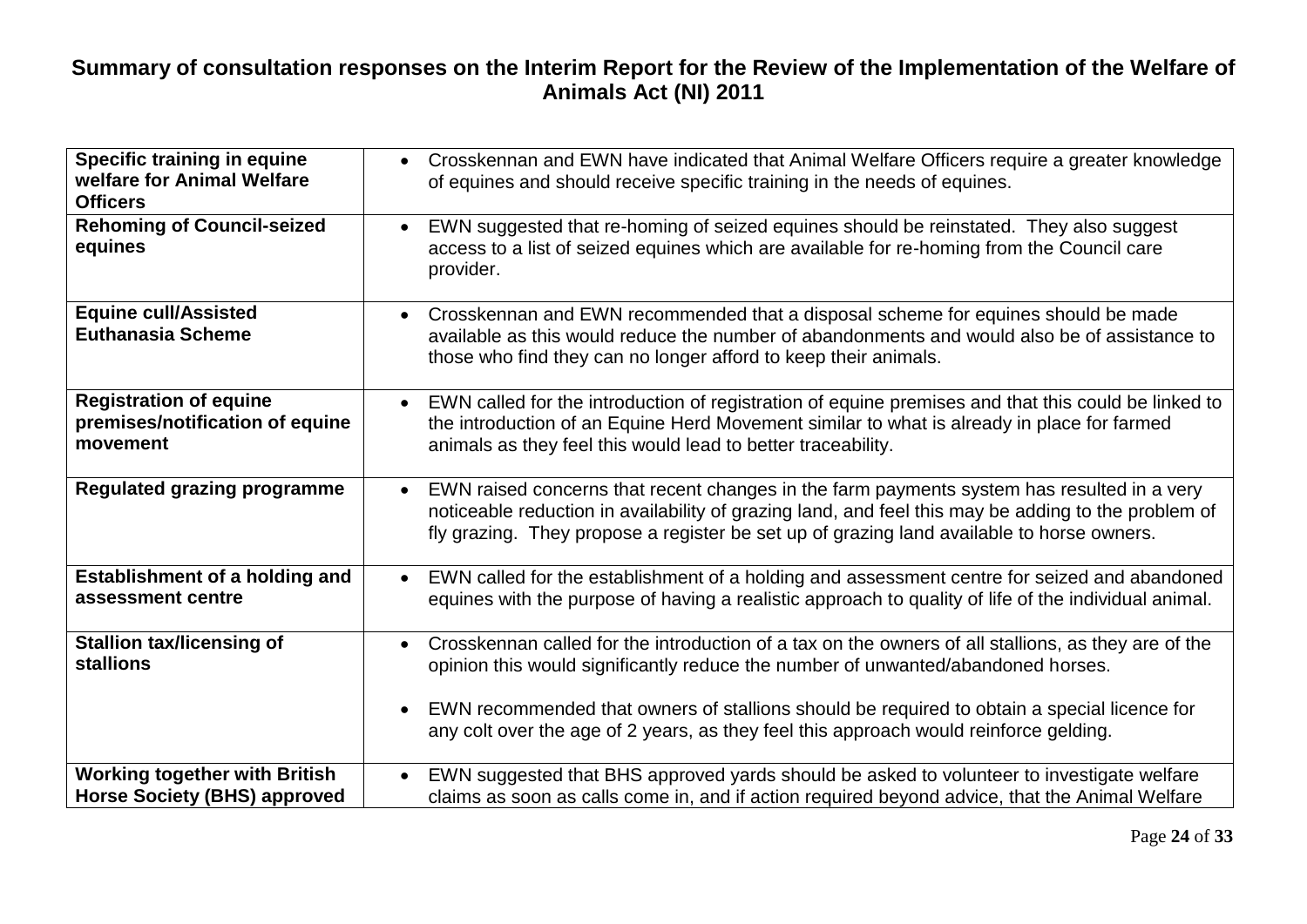# Summary of consultation responses on the Interim Report for the Review of the Implementation of the Welfare of Animals Act (NI) 2011

| | |
|---|---|
| **Specific training in equine welfare for Animal Welfare Officers** | • Crosskennan and EWN have indicated that Animal Welfare Officers require a greater knowledge of equines and should receive specific training in the needs of equines. |
| **Rehoming of Council-seized equines** | • EWN suggested that re-homing of seized equines should be reinstated. They also suggest access to a list of seized equines which are available for re-homing from the Council care provider. |
| **Equine cull/Assisted Euthanasia Scheme** | • Crosskennan and EWN recommended that a disposal scheme for equines should be made available as this would reduce the number of abandonments and would also be of assistance to those who find they can no longer afford to keep their animals. |
| **Registration of equine premises/notification of equine movement** | • EWN called for the introduction of registration of equine premises and that this could be linked to the introduction of an Equine Herd Movement similar to what is already in place for farmed animals as they feel this would lead to better traceability. |
| **Regulated grazing programme** | • EWN raised concerns that recent changes in the farm payments system has resulted in a very noticeable reduction in availability of grazing land, and feel this may be adding to the problem of fly grazing. They propose a register be set up of grazing land available to horse owners. |
| **Establishment of a holding and assessment centre** | • EWN called for the establishment of a holding and assessment centre for seized and abandoned equines with the purpose of having a realistic approach to quality of life of the individual animal. |
| **Stallion tax/licensing of stallions** | • Crosskennan called for the introduction of a tax on the owners of all stallions, as they are of the opinion this would significantly reduce the number of unwanted/abandoned horses.<br><br>• EWN recommended that owners of stallions should be required to obtain a special licence for any colt over the age of 2 years, as they feel this approach would reinforce gelding. |
| **Working together with British Horse Society (BHS) approved** | • EWN suggested that BHS approved yards should be asked to volunteer to investigate welfare claims as soon as calls come in, and if action required beyond advice, that the Animal Welfare |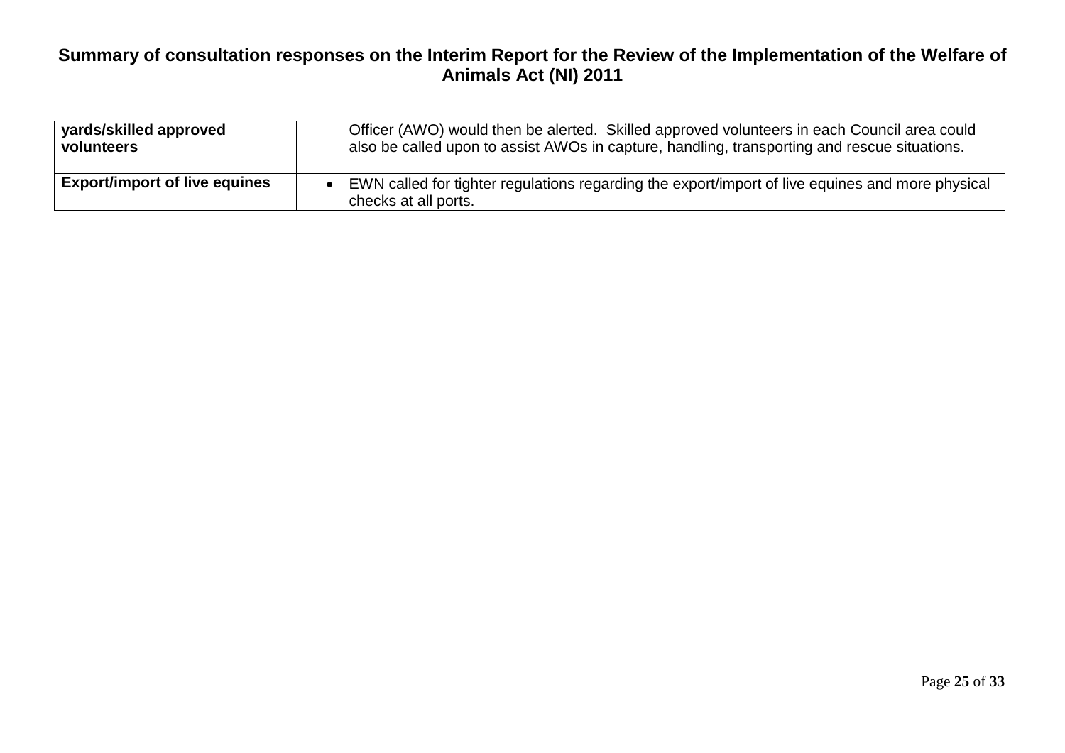# Summary of consultation responses on the Interim Report for the Review of the Implementation of the Welfare of Animals Act (NI) 2011

| | |
|---|---|
| **yards/skilled approved volunteers** | Officer (AWO) would then be alerted. Skilled approved volunteers in each Council area could also be called upon to assist AWOs in capture, handling, transporting and rescue situations. |
| **Export/import of live equines** | • EWN called for tighter regulations regarding the export/import of live equines and more physical checks at all ports. |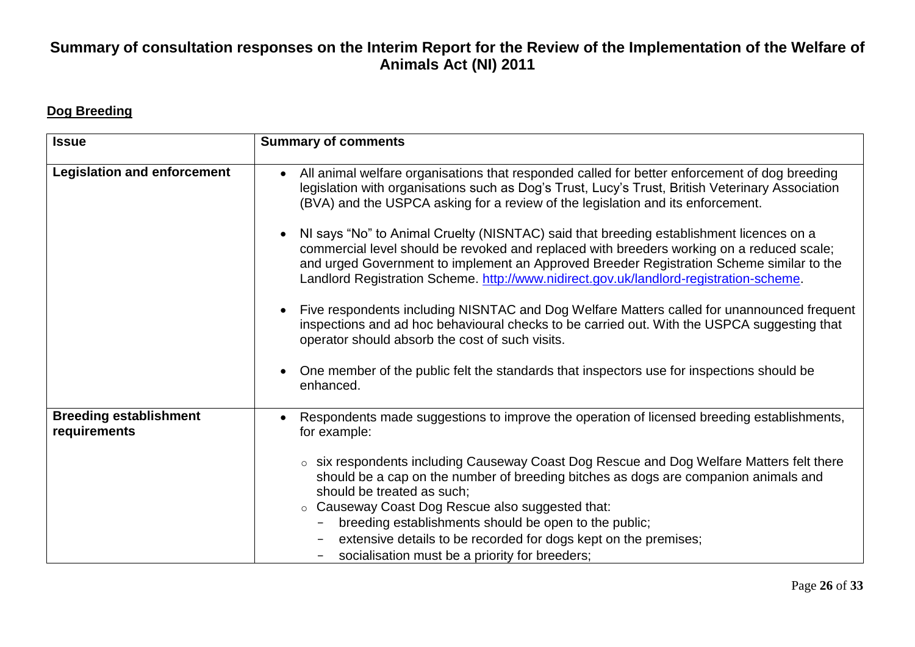# Summary of consultation responses on the Interim Report for the Review of the Implementation of the Welfare of Animals Act (NI) 2011

## Dog Breeding

| Issue | Summary of comments |
|---|---|
| **Legislation and enforcement** | • All animal welfare organisations that responded called for better enforcement of dog breeding legislation with organisations such as Dog's Trust, Lucy's Trust, British Veterinary Association (BVA) and the USPCA asking for a review of the legislation and its enforcement.<br><br>• NI says "No" to Animal Cruelty (NISNTAC) said that breeding establishment licences on a commercial level should be revoked and replaced with breeders working on a reduced scale; and urged Government to implement an Approved Breeder Registration Scheme similar to the Landlord Registration Scheme. [http://www.nidirect.gov.uk/landlord-registration-scheme](http://www.nidirect.gov.uk/landlord-registration-scheme).<br><br>• Five respondents including NISNTAC and Dog Welfare Matters called for unannounced frequent inspections and ad hoc behavioural checks to be carried out. With the USPCA suggesting that operator should absorb the cost of such visits.<br><br>• One member of the public felt the standards that inspectors use for inspections should be enhanced. |
| **Breeding establishment requirements** | • Respondents made suggestions to improve the operation of licensed breeding establishments, for example:<br><br>○ six respondents including Causeway Coast Dog Rescue and Dog Welfare Matters felt there should be a cap on the number of breeding bitches as dogs are companion animals and should be treated as such;<br>○ Causeway Coast Dog Rescue also suggested that:<br>– breeding establishments should be open to the public;<br>– extensive details to be recorded for dogs kept on the premises;<br>– socialisation must be a priority for breeders; |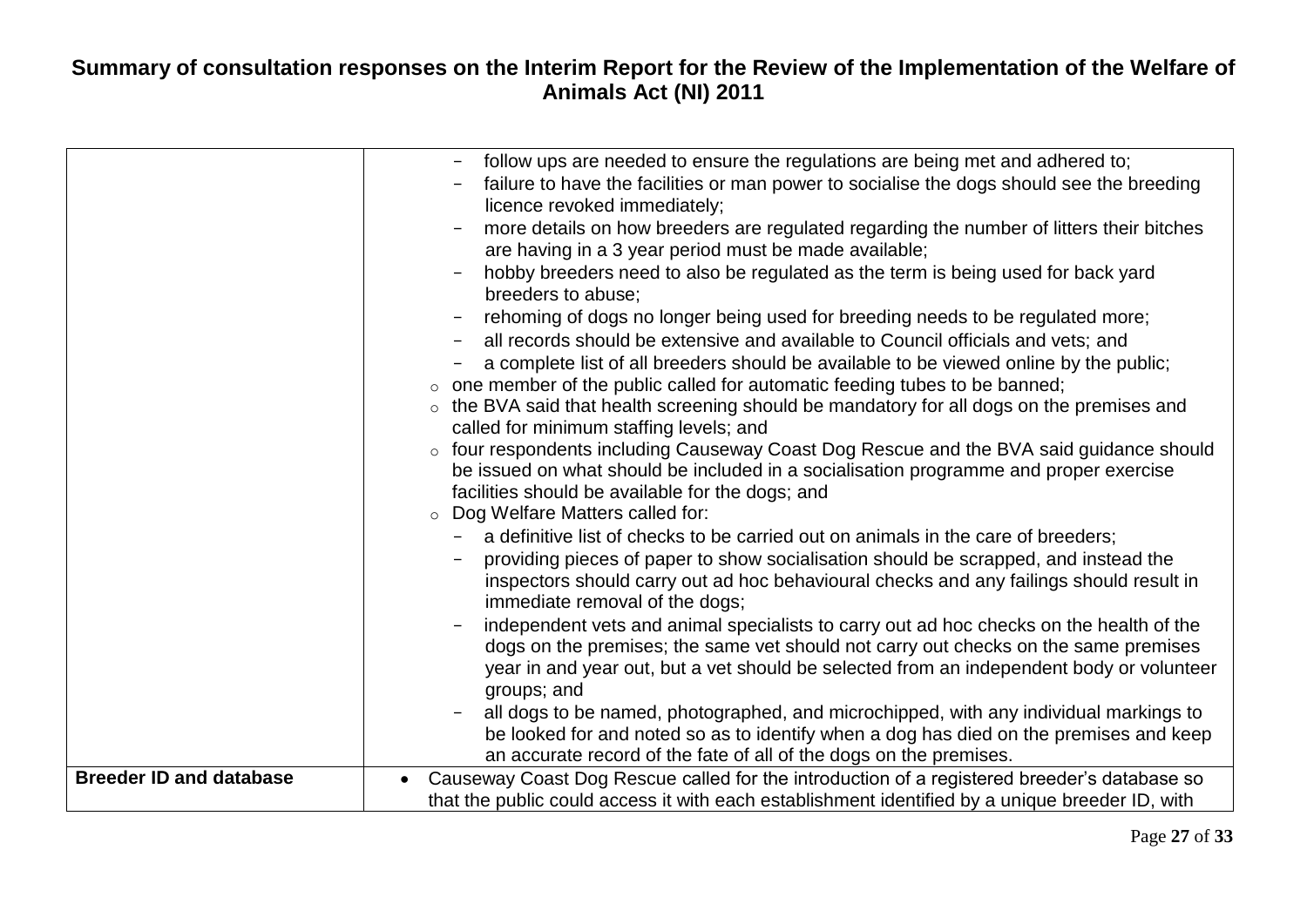# Summary of consultation responses on the Interim Report for the Review of the Implementation of the Welfare of Animals Act (NI) 2011

| | |
|---|---|
| | - follow ups are needed to ensure the regulations are being met and adhered to;<br>- failure to have the facilities or man power to socialise the dogs should see the breeding licence revoked immediately;<br>- more details on how breeders are regulated regarding the number of litters their bitches are having in a 3 year period must be made available;<br>- hobby breeders need to also be regulated as the term is being used for back yard breeders to abuse;<br>- rehoming of dogs no longer being used for breeding needs to be regulated more;<br>- all records should be extensive and available to Council officials and vets; and<br>- a complete list of all breeders should be available to be viewed online by the public;<br>○ one member of the public called for automatic feeding tubes to be banned;<br>○ the BVA said that health screening should be mandatory for all dogs on the premises and called for minimum staffing levels; and<br>○ four respondents including Causeway Coast Dog Rescue and the BVA said guidance should be issued on what should be included in a socialisation programme and proper exercise facilities should be available for the dogs; and<br>○ Dog Welfare Matters called for:<br>- a definitive list of checks to be carried out on animals in the care of breeders;<br>- providing pieces of paper to show socialisation should be scrapped, and instead the inspectors should carry out ad hoc behavioural checks and any failings should result in immediate removal of the dogs;<br>- independent vets and animal specialists to carry out ad hoc checks on the health of the dogs on the premises; the same vet should not carry out checks on the same premises year in and year out, but a vet should be selected from an independent body or volunteer groups; and<br>- all dogs to be named, photographed, and microchipped, with any individual markings to be looked for and noted so as to identify when a dog has died on the premises and keep an accurate record of the fate of all of the dogs on the premises. |
| **Breeder ID and database** | • Causeway Coast Dog Rescue called for the introduction of a registered breeder's database so that the public could access it with each establishment identified by a unique breeder ID, with |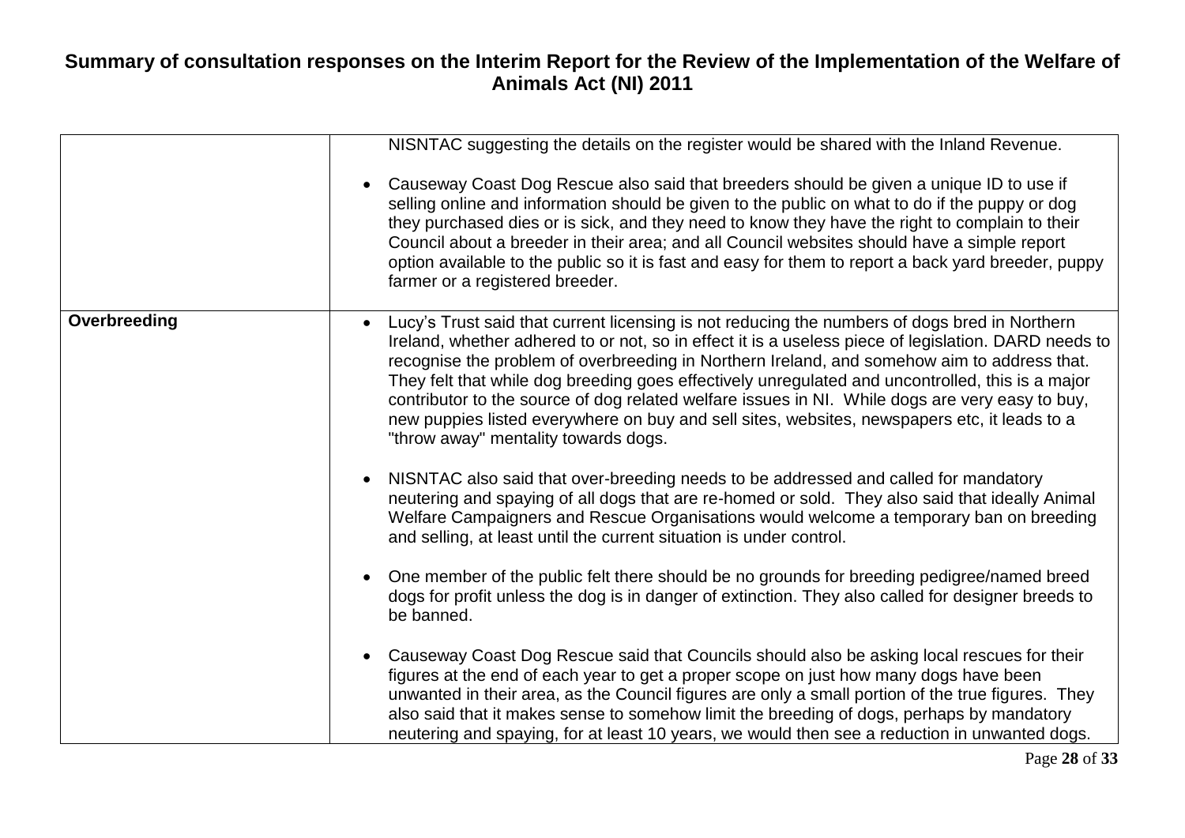| | |
|---|---|
| | NISNTAC suggesting the details on the register would be shared with the Inland Revenue.<br><br>• Causeway Coast Dog Rescue also said that breeders should be given a unique ID to use if selling online and information should be given to the public on what to do if the puppy or dog they purchased dies or is sick, and they need to know they have the right to complain to their Council about a breeder in their area; and all Council websites should have a simple report option available to the public so it is fast and easy for them to report a back yard breeder, puppy farmer or a registered breeder. |
| **Overbreeding** | • Lucy's Trust said that current licensing is not reducing the numbers of dogs bred in Northern Ireland, whether adhered to or not, so in effect it is a useless piece of legislation. DARD needs to recognise the problem of overbreeding in Northern Ireland, and somehow aim to address that. They felt that while dog breeding goes effectively unregulated and uncontrolled, this is a major contributor to the source of dog related welfare issues in NI. While dogs are very easy to buy, new puppies listed everywhere on buy and sell sites, websites, newspapers etc, it leads to a "throw away" mentality towards dogs.<br><br>• NISNTAC also said that over-breeding needs to be addressed and called for mandatory neutering and spaying of all dogs that are re-homed or sold. They also said that ideally Animal Welfare Campaigners and Rescue Organisations would welcome a temporary ban on breeding and selling, at least until the current situation is under control.<br><br>• One member of the public felt there should be no grounds for breeding pedigree/named breed dogs for profit unless the dog is in danger of extinction. They also called for designer breeds to be banned.<br><br>• Causeway Coast Dog Rescue said that Councils should also be asking local rescues for their figures at the end of each year to get a proper scope on just how many dogs have been unwanted in their area, as the Council figures are only a small portion of the true figures. They also said that it makes sense to somehow limit the breeding of dogs, perhaps by mandatory neutering and spaying, for at least 10 years, we would then see a reduction in unwanted dogs. |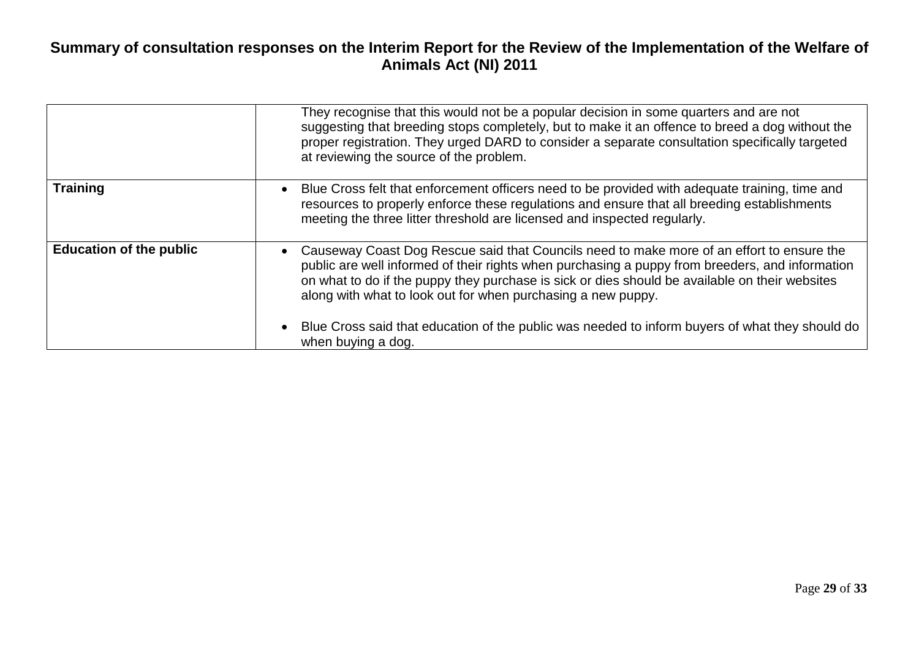| | |
|---|---|
| | They recognise that this would not be a popular decision in some quarters and are not suggesting that breeding stops completely, but to make it an offence to breed a dog without the proper registration. They urged DARD to consider a separate consultation specifically targeted at reviewing the source of the problem. |
| **Training** | • Blue Cross felt that enforcement officers need to be provided with adequate training, time and resources to properly enforce these regulations and ensure that all breeding establishments meeting the three litter threshold are licensed and inspected regularly. |
| **Education of the public** | • Causeway Coast Dog Rescue said that Councils need to make more of an effort to ensure the public are well informed of their rights when purchasing a puppy from breeders, and information on what to do if the puppy they purchase is sick or dies should be available on their websites along with what to look out for when purchasing a new puppy.<br><br>• Blue Cross said that education of the public was needed to inform buyers of what they should do when buying a dog. |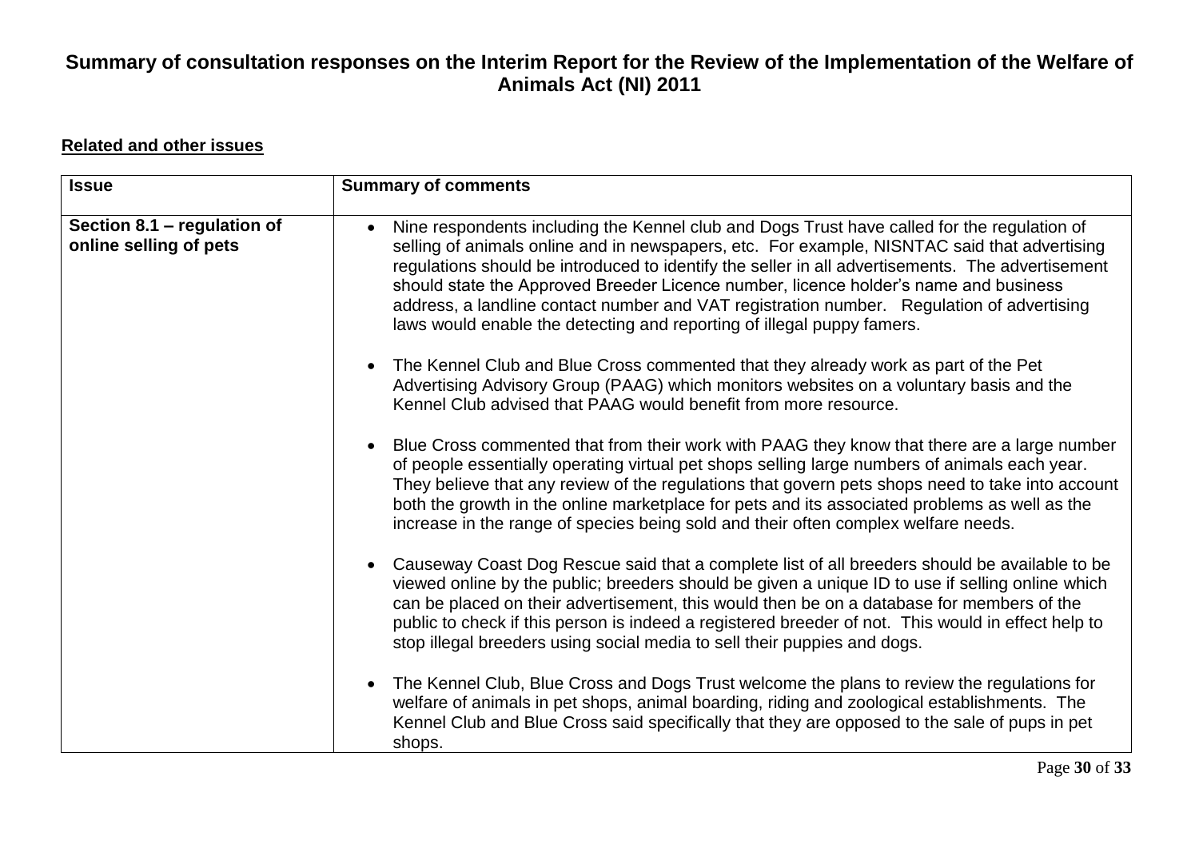# Summary of consultation responses on the Interim Report for the Review of the Implementation of the Welfare of Animals Act (NI) 2011

**Related and other issues**

| Issue | Summary of comments |
| --- | --- |
| **Section 8.1 – regulation of online selling of pets** | • Nine respondents including the Kennel club and Dogs Trust have called for the regulation of selling of animals online and in newspapers, etc. For example, NISNTAC said that advertising regulations should be introduced to identify the seller in all advertisements. The advertisement should state the Approved Breeder Licence number, licence holder's name and business address, a landline contact number and VAT registration number. Regulation of advertising laws would enable the detecting and reporting of illegal puppy famers.<br><br>• The Kennel Club and Blue Cross commented that they already work as part of the Pet Advertising Advisory Group (PAAG) which monitors websites on a voluntary basis and the Kennel Club advised that PAAG would benefit from more resource.<br><br>• Blue Cross commented that from their work with PAAG they know that there are a large number of people essentially operating virtual pet shops selling large numbers of animals each year. They believe that any review of the regulations that govern pets shops need to take into account both the growth in the online marketplace for pets and its associated problems as well as the increase in the range of species being sold and their often complex welfare needs.<br><br>• Causeway Coast Dog Rescue said that a complete list of all breeders should be available to be viewed online by the public; breeders should be given a unique ID to use if selling online which can be placed on their advertisement, this would then be on a database for members of the public to check if this person is indeed a registered breeder of not. This would in effect help to stop illegal breeders using social media to sell their puppies and dogs.<br><br>• The Kennel Club, Blue Cross and Dogs Trust welcome the plans to review the regulations for welfare of animals in pet shops, animal boarding, riding and zoological establishments. The Kennel Club and Blue Cross said specifically that they are opposed to the sale of pups in pet shops. |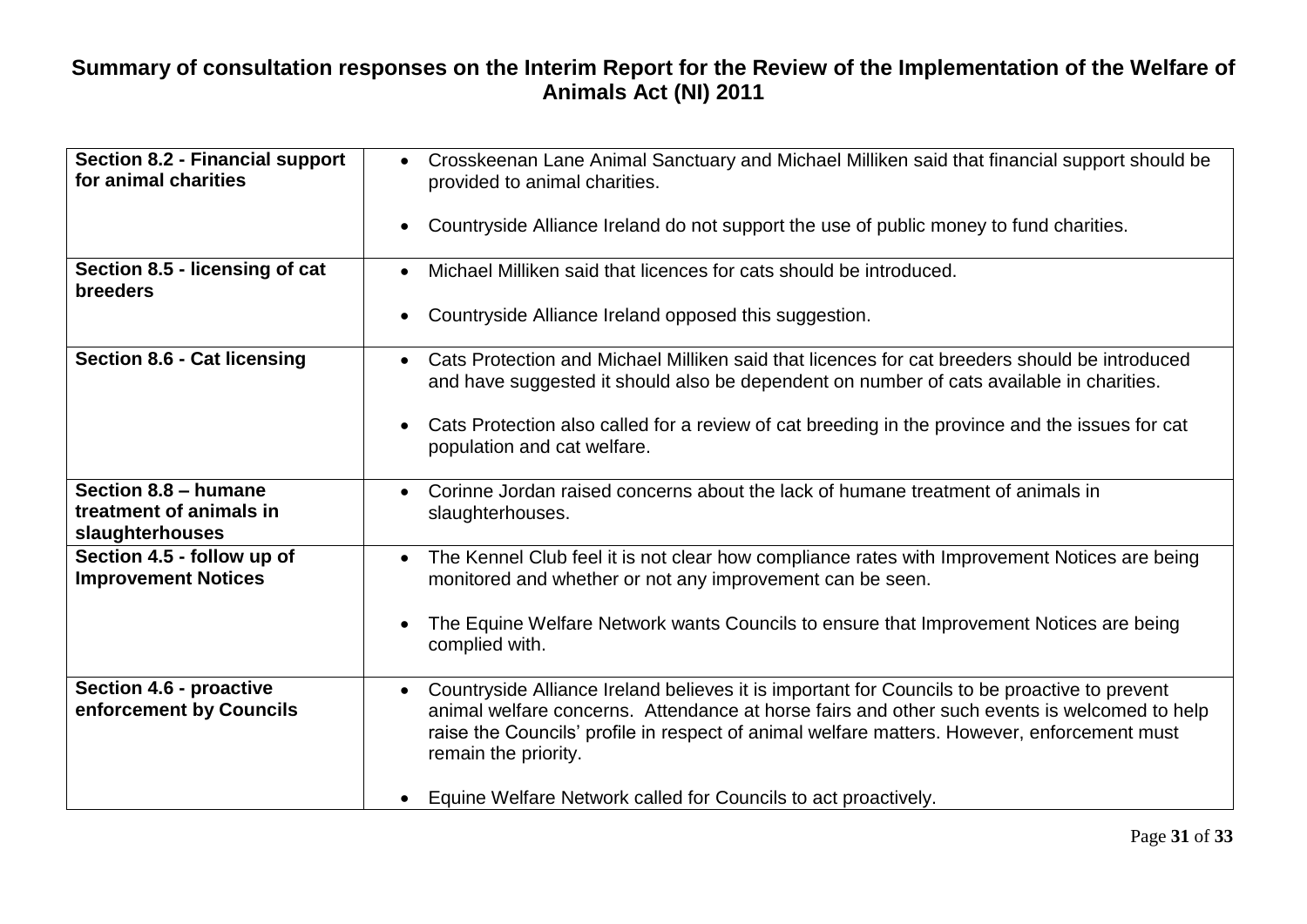# Summary of consultation responses on the Interim Report for the Review of the Implementation of the Welfare of Animals Act (NI) 2011

| | |
|---|---|
| **Section 8.2 - Financial support for animal charities** | • Crosskeenan Lane Animal Sanctuary and Michael Milliken said that financial support should be provided to animal charities.<br><br>• Countryside Alliance Ireland do not support the use of public money to fund charities. |
| **Section 8.5 - licensing of cat breeders** | • Michael Milliken said that licences for cats should be introduced.<br><br>• Countryside Alliance Ireland opposed this suggestion. |
| **Section 8.6 - Cat licensing** | • Cats Protection and Michael Milliken said that licences for cat breeders should be introduced and have suggested it should also be dependent on number of cats available in charities.<br><br>• Cats Protection also called for a review of cat breeding in the province and the issues for cat population and cat welfare. |
| **Section 8.8 – humane treatment of animals in slaughterhouses** | • Corinne Jordan raised concerns about the lack of humane treatment of animals in slaughterhouses. |
| **Section 4.5 - follow up of Improvement Notices** | • The Kennel Club feel it is not clear how compliance rates with Improvement Notices are being monitored and whether or not any improvement can be seen.<br><br>• The Equine Welfare Network wants Councils to ensure that Improvement Notices are being complied with. |
| **Section 4.6 - proactive enforcement by Councils** | • Countryside Alliance Ireland believes it is important for Councils to be proactive to prevent animal welfare concerns. Attendance at horse fairs and other such events is welcomed to help raise the Councils' profile in respect of animal welfare matters. However, enforcement must remain the priority.<br><br>• Equine Welfare Network called for Councils to act proactively. |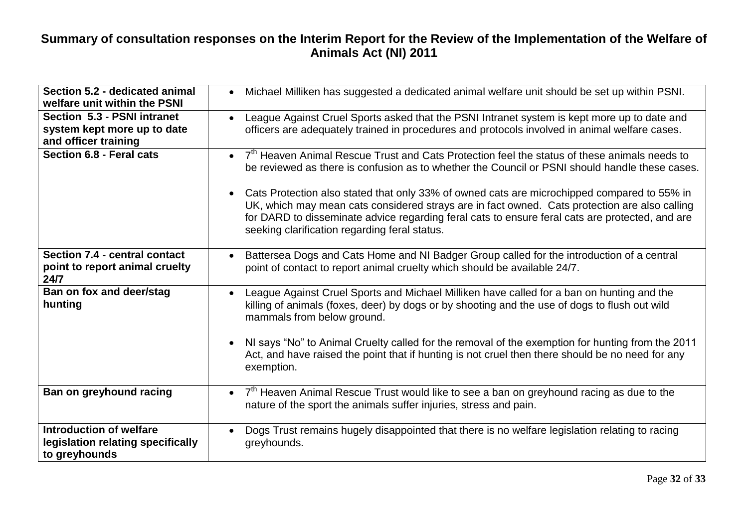# Summary of consultation responses on the Interim Report for the Review of the Implementation of the Welfare of Animals Act (NI) 2011

| | |
|---|---|
| **Section 5.2 - dedicated animal welfare unit within the PSNI** | • Michael Milliken has suggested a dedicated animal welfare unit should be set up within PSNI. |
| **Section 5.3 - PSNI intranet system kept more up to date and officer training** | • League Against Cruel Sports asked that the PSNI Intranet system is kept more up to date and officers are adequately trained in procedures and protocols involved in animal welfare cases. |
| **Section 6.8 - Feral cats** | • 7th Heaven Animal Rescue Trust and Cats Protection feel the status of these animals needs to be reviewed as there is confusion as to whether the Council or PSNI should handle these cases.<br><br>• Cats Protection also stated that only 33% of owned cats are microchipped compared to 55% in UK, which may mean cats considered strays are in fact owned. Cats protection are also calling for DARD to disseminate advice regarding feral cats to ensure feral cats are protected, and are seeking clarification regarding feral status. |
| **Section 7.4 - central contact point to report animal cruelty 24/7** | • Battersea Dogs and Cats Home and NI Badger Group called for the introduction of a central point of contact to report animal cruelty which should be available 24/7. |
| **Ban on fox and deer/stag hunting** | • League Against Cruel Sports and Michael Milliken have called for a ban on hunting and the killing of animals (foxes, deer) by dogs or by shooting and the use of dogs to flush out wild mammals from below ground.<br><br>• NI says "No" to Animal Cruelty called for the removal of the exemption for hunting from the 2011 Act, and have raised the point that if hunting is not cruel then there should be no need for any exemption. |
| **Ban on greyhound racing** | • 7th Heaven Animal Rescue Trust would like to see a ban on greyhound racing as due to the nature of the sport the animals suffer injuries, stress and pain. |
| **Introduction of welfare legislation relating specifically to greyhounds** | • Dogs Trust remains hugely disappointed that there is no welfare legislation relating to racing greyhounds. |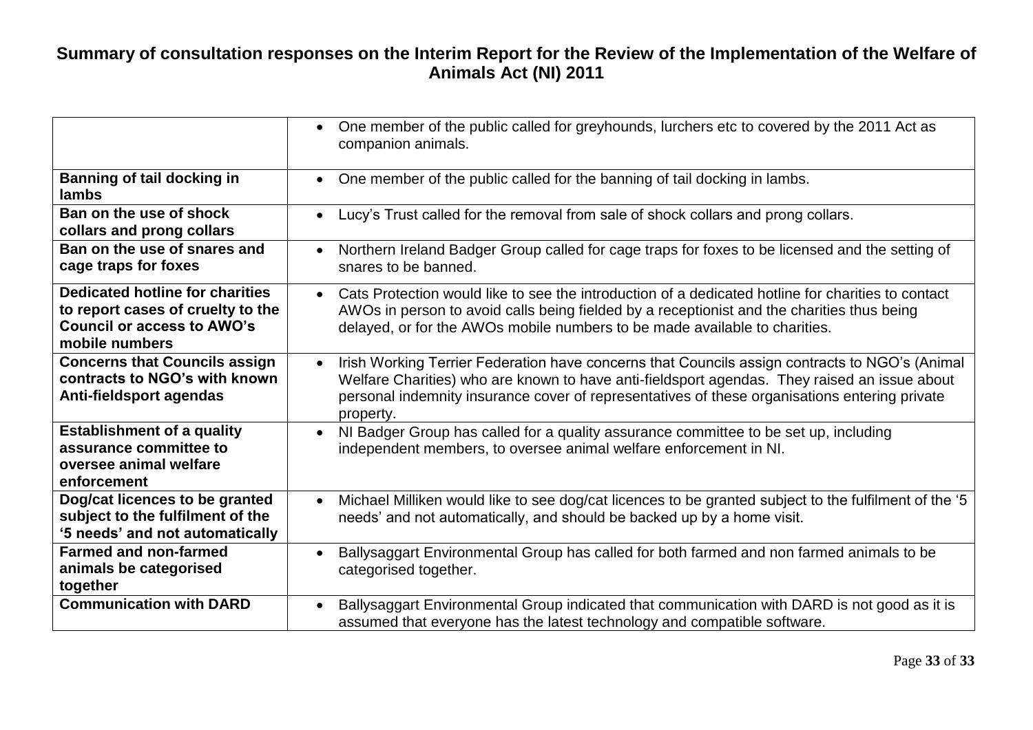# Summary of consultation responses on the Interim Report for the Review of the Implementation of the Welfare of Animals Act (NI) 2011

| | |
|---|---|
| | • One member of the public called for greyhounds, lurchers etc to covered by the 2011 Act as companion animals. |
| **Banning of tail docking in lambs** | • One member of the public called for the banning of tail docking in lambs. |
| **Ban on the use of shock collars and prong collars** | • Lucy's Trust called for the removal from sale of shock collars and prong collars. |
| **Ban on the use of snares and cage traps for foxes** | • Northern Ireland Badger Group called for cage traps for foxes to be licensed and the setting of snares to be banned. |
| **Dedicated hotline for charities to report cases of cruelty to the Council or access to AWO's mobile numbers** | • Cats Protection would like to see the introduction of a dedicated hotline for charities to contact AWOs in person to avoid calls being fielded by a receptionist and the charities thus being delayed, or for the AWOs mobile numbers to be made available to charities. |
| **Concerns that Councils assign contracts to NGO's with known Anti-fieldsport agendas** | • Irish Working Terrier Federation have concerns that Councils assign contracts to NGO's (Animal Welfare Charities) who are known to have anti-fieldsport agendas. They raised an issue about personal indemnity insurance cover of representatives of these organisations entering private property. |
| **Establishment of a quality assurance committee to oversee animal welfare enforcement** | • NI Badger Group has called for a quality assurance committee to be set up, including independent members, to oversee animal welfare enforcement in NI. |
| **Dog/cat licences to be granted subject to the fulfilment of the '5 needs' and not automatically** | • Michael Milliken would like to see dog/cat licences to be granted subject to the fulfilment of the '5 needs' and not automatically, and should be backed up by a home visit. |
| **Farmed and non-farmed animals be categorised together** | • Ballysaggart Environmental Group has called for both farmed and non farmed animals to be categorised together. |
| **Communication with DARD** | • Ballysaggart Environmental Group indicated that communication with DARD is not good as it is assumed that everyone has the latest technology and compatible software. |